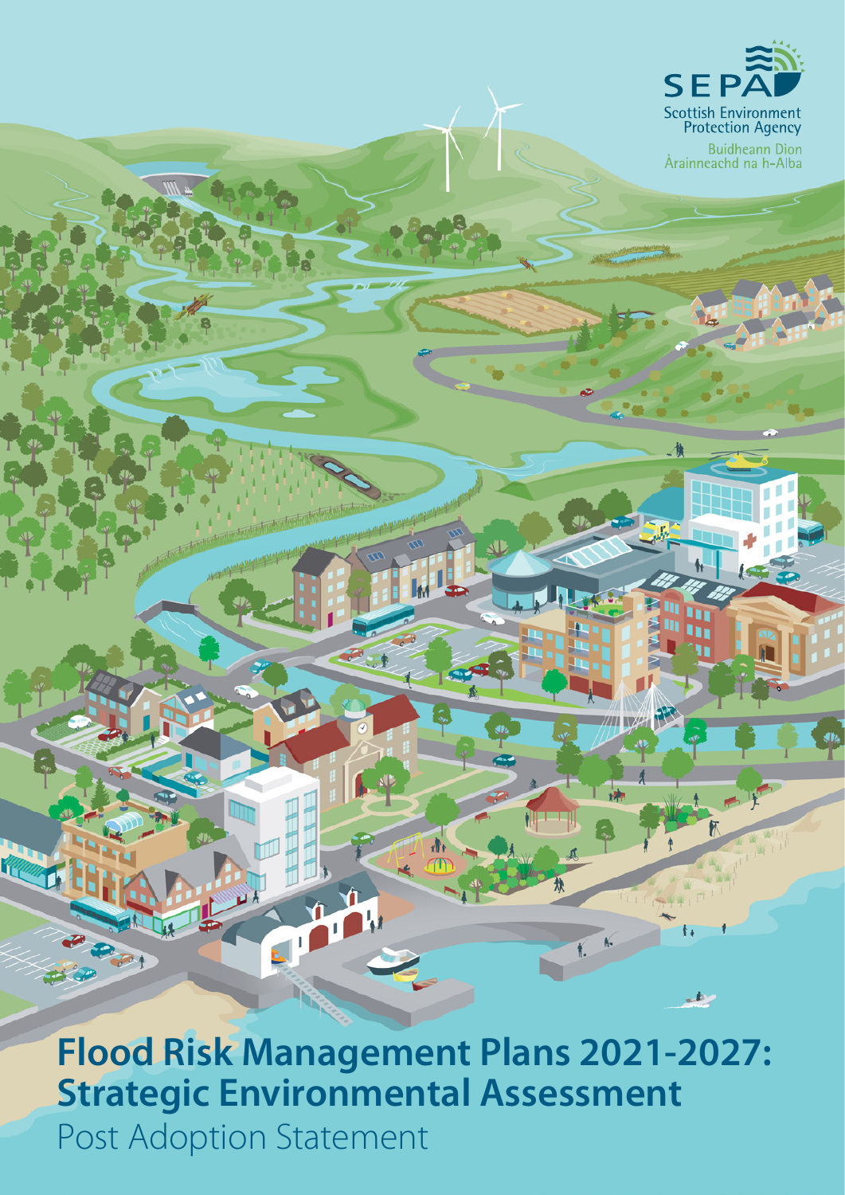SEPA

Scottish Environment Protection Agency

Buidheann Dìon Àrainneachd na h-Alba

# Flood Risk Management Plans 2021-2027: Strategic Environmental Assessment

Post Adoption Statement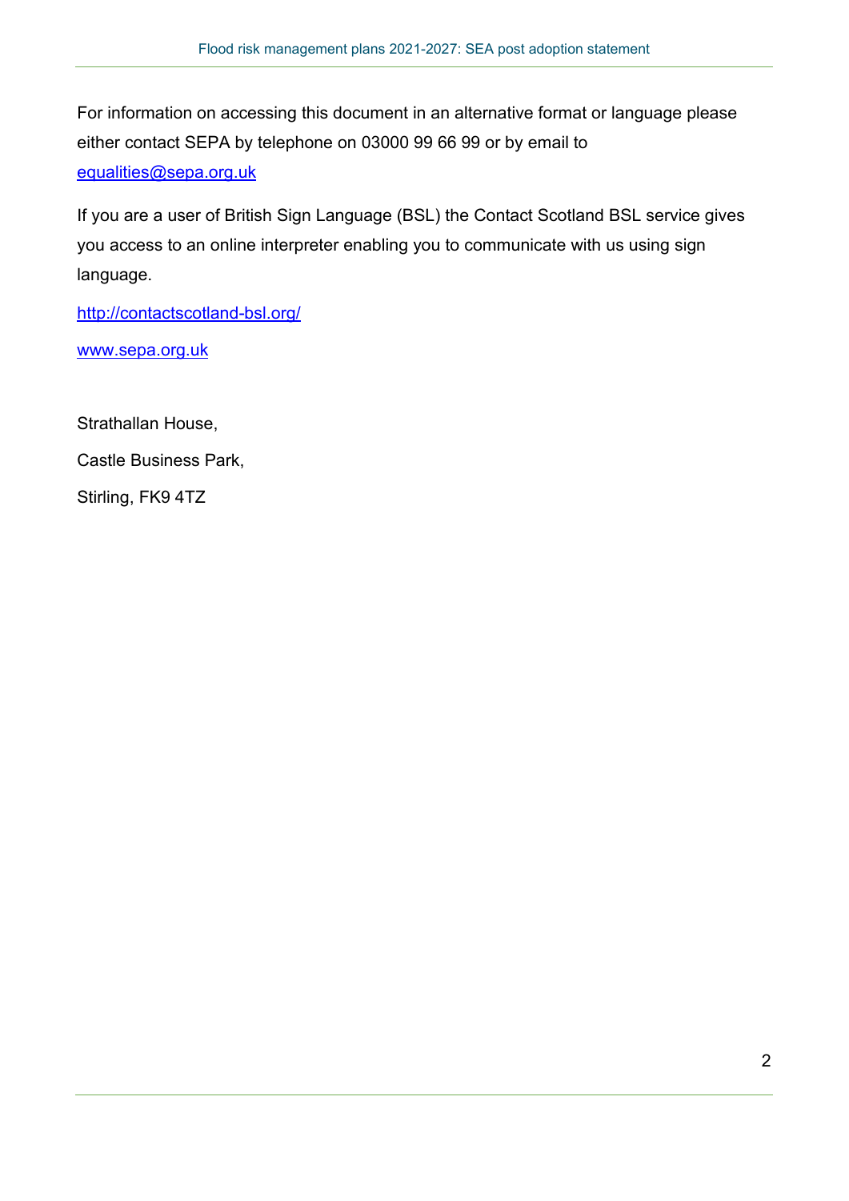For information on accessing this document in an alternative format or language please either contact SEPA by telephone on 03000 99 66 99 or by email to [equalities@sepa.org.uk](mailto:equalities@sepa.org.uk)

If you are a user of British Sign Language (BSL) the Contact Scotland BSL service gives you access to an online interpreter enabling you to communicate with us using sign language.

[http://contactscotland-bsl.org/](http://contactscotland-bsl.org/)

[www.sepa.org.uk](http://www.sepa.org.uk)

Strathallan House,

Castle Business Park,

Stirling, FK9 4TZ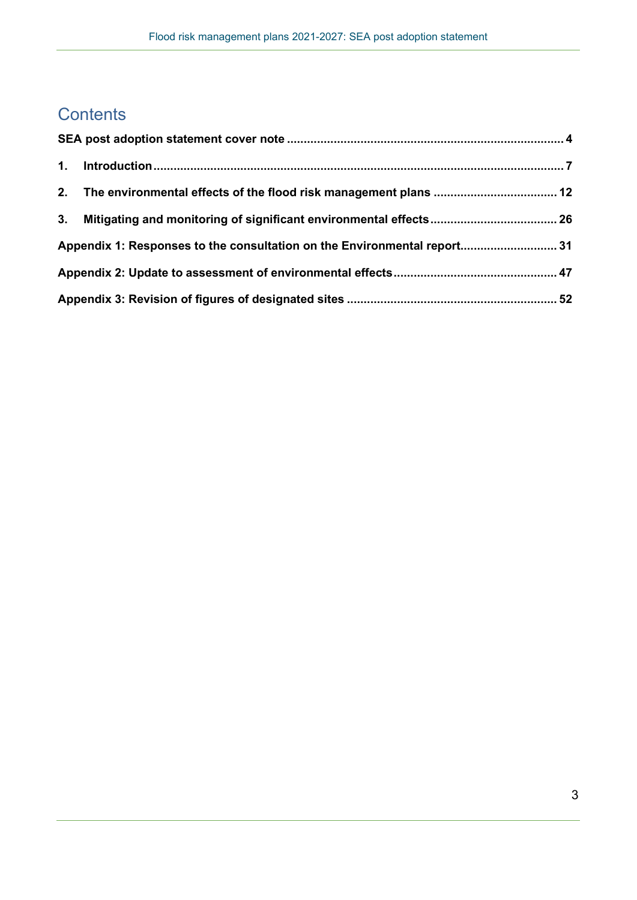# Contents

**SEA post adoption statement cover note** .......... 4

**1. Introduction** .......... 7

**2. The environmental effects of the flood risk management plans** .......... 12

**3. Mitigating and monitoring of significant environmental effects** .......... 26

**Appendix 1: Responses to the consultation on the Environmental report** .......... 31

**Appendix 2: Update to assessment of environmental effects** .......... 47

**Appendix 3: Revision of figures of designated sites** .......... 52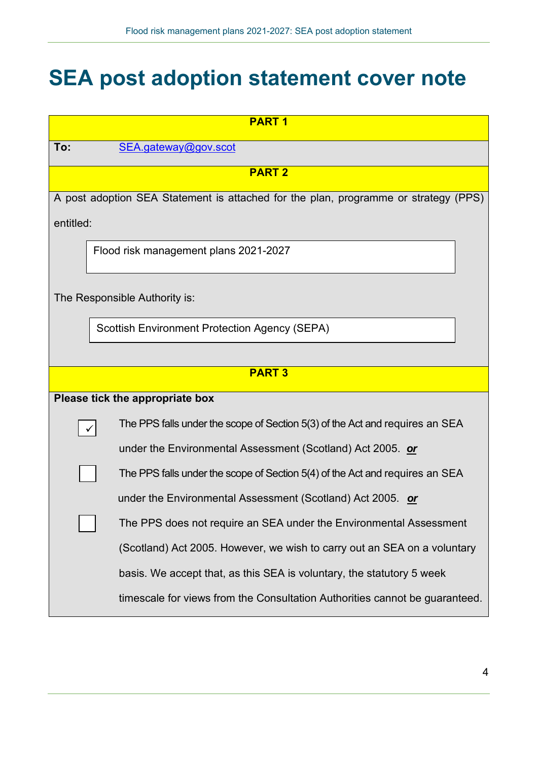# SEA post adoption statement cover note

**PART 1**

**To:** [SEA.gateway@gov.scot](mailto:SEA.gateway@gov.scot)

**PART 2**

A post adoption SEA Statement is attached for the plan, programme or strategy (PPS) entitled:

Flood risk management plans 2021-2027

The Responsible Authority is:

Scottish Environment Protection Agency (SEPA)

**PART 3**

**Please tick the appropriate box**

- [x] The PPS falls under the scope of Section 5(3) of the Act and requires an SEA under the Environmental Assessment (Scotland) Act 2005. ***or***
- [ ] The PPS falls under the scope of Section 5(4) of the Act and requires an SEA under the Environmental Assessment (Scotland) Act 2005. ***or***
- [ ] The PPS does not require an SEA under the Environmental Assessment (Scotland) Act 2005. However, we wish to carry out an SEA on a voluntary basis. We accept that, as this SEA is voluntary, the statutory 5 week timescale for views from the Consultation Authorities cannot be guaranteed.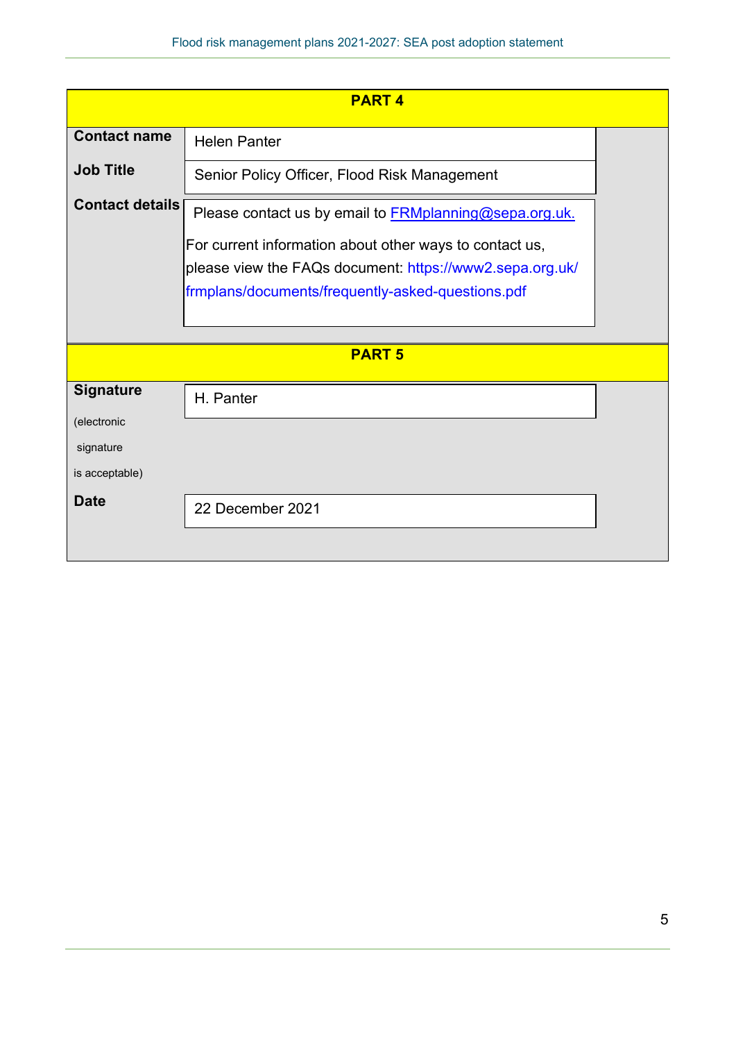## PART 4

| | |
|---|---|
| **Contact name** | Helen Panter |
| **Job Title** | Senior Policy Officer, Flood Risk Management |
| **Contact details** | Please contact us by email to FRMplanning@sepa.org.uk. For current information about other ways to contact us, please view the FAQs document: https://www2.sepa.org.uk/frmplans/documents/frequently-asked-questions.pdf |

## PART 5

| | |
|---|---|
| **Signature** (electronic signature is acceptable) | H. Panter |
| **Date** | 22 December 2021 |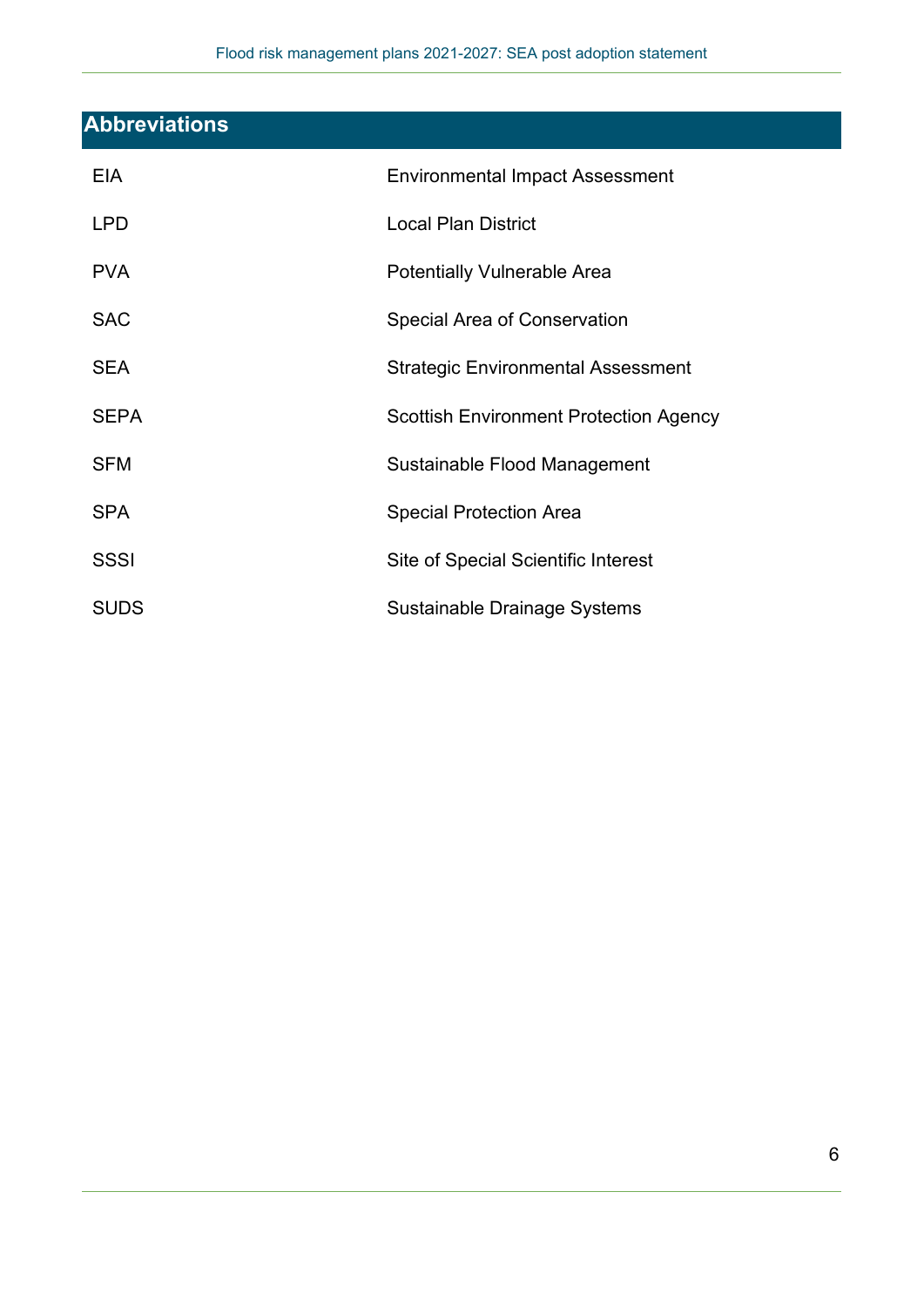## Abbreviations

| | |
|---|---|
| EIA | Environmental Impact Assessment |
| LPD | Local Plan District |
| PVA | Potentially Vulnerable Area |
| SAC | Special Area of Conservation |
| SEA | Strategic Environmental Assessment |
| SEPA | Scottish Environment Protection Agency |
| SFM | Sustainable Flood Management |
| SPA | Special Protection Area |
| SSSI | Site of Special Scientific Interest |
| SUDS | Sustainable Drainage Systems |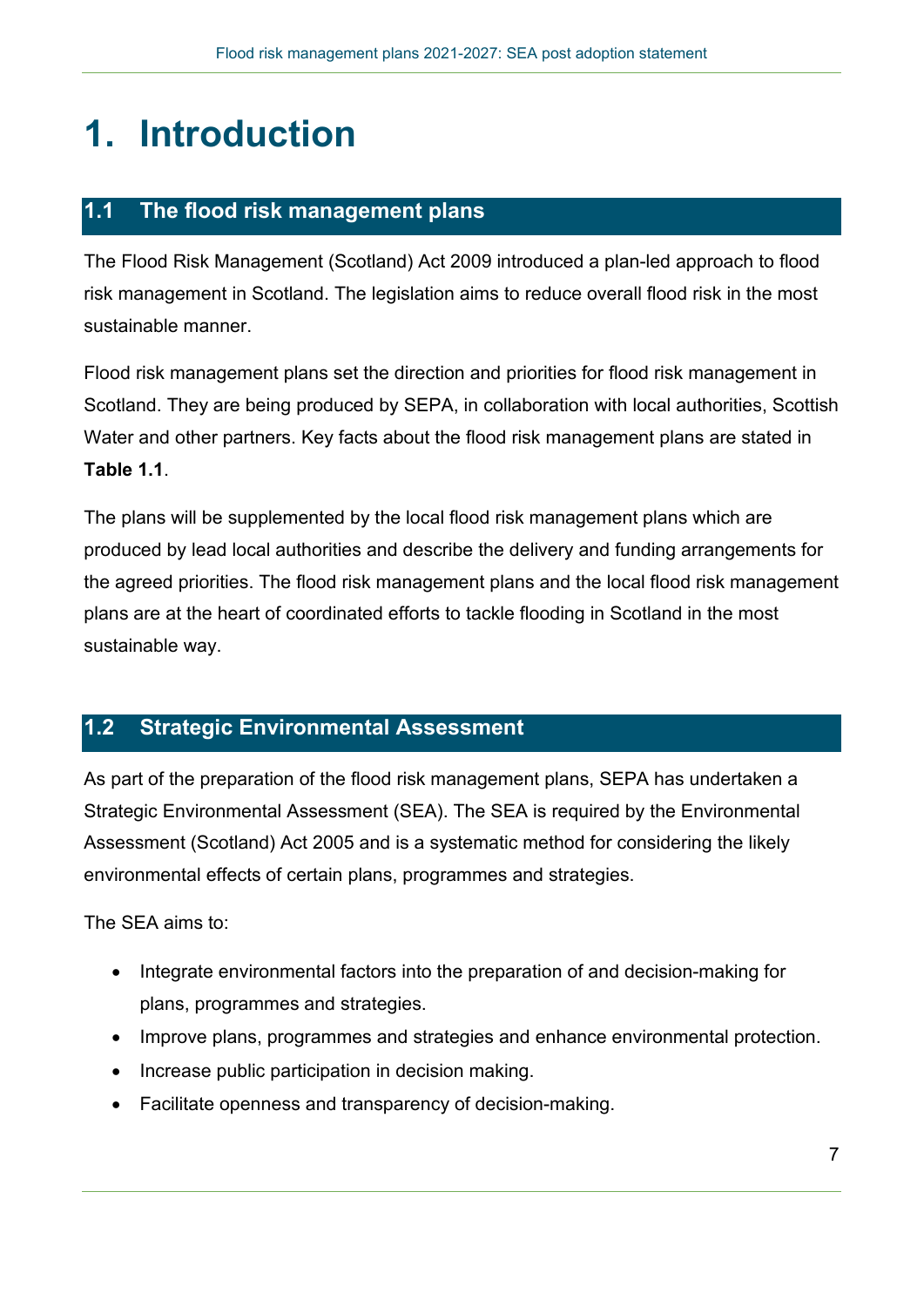# 1. Introduction

## 1.1 The flood risk management plans

The Flood Risk Management (Scotland) Act 2009 introduced a plan-led approach to flood risk management in Scotland. The legislation aims to reduce overall flood risk in the most sustainable manner.

Flood risk management plans set the direction and priorities for flood risk management in Scotland. They are being produced by SEPA, in collaboration with local authorities, Scottish Water and other partners. Key facts about the flood risk management plans are stated in **Table 1.1**.

The plans will be supplemented by the local flood risk management plans which are produced by lead local authorities and describe the delivery and funding arrangements for the agreed priorities. The flood risk management plans and the local flood risk management plans are at the heart of coordinated efforts to tackle flooding in Scotland in the most sustainable way.

## 1.2 Strategic Environmental Assessment

As part of the preparation of the flood risk management plans, SEPA has undertaken a Strategic Environmental Assessment (SEA). The SEA is required by the Environmental Assessment (Scotland) Act 2005 and is a systematic method for considering the likely environmental effects of certain plans, programmes and strategies.

The SEA aims to:

- Integrate environmental factors into the preparation of and decision-making for plans, programmes and strategies.
- Improve plans, programmes and strategies and enhance environmental protection.
- Increase public participation in decision making.
- Facilitate openness and transparency of decision-making.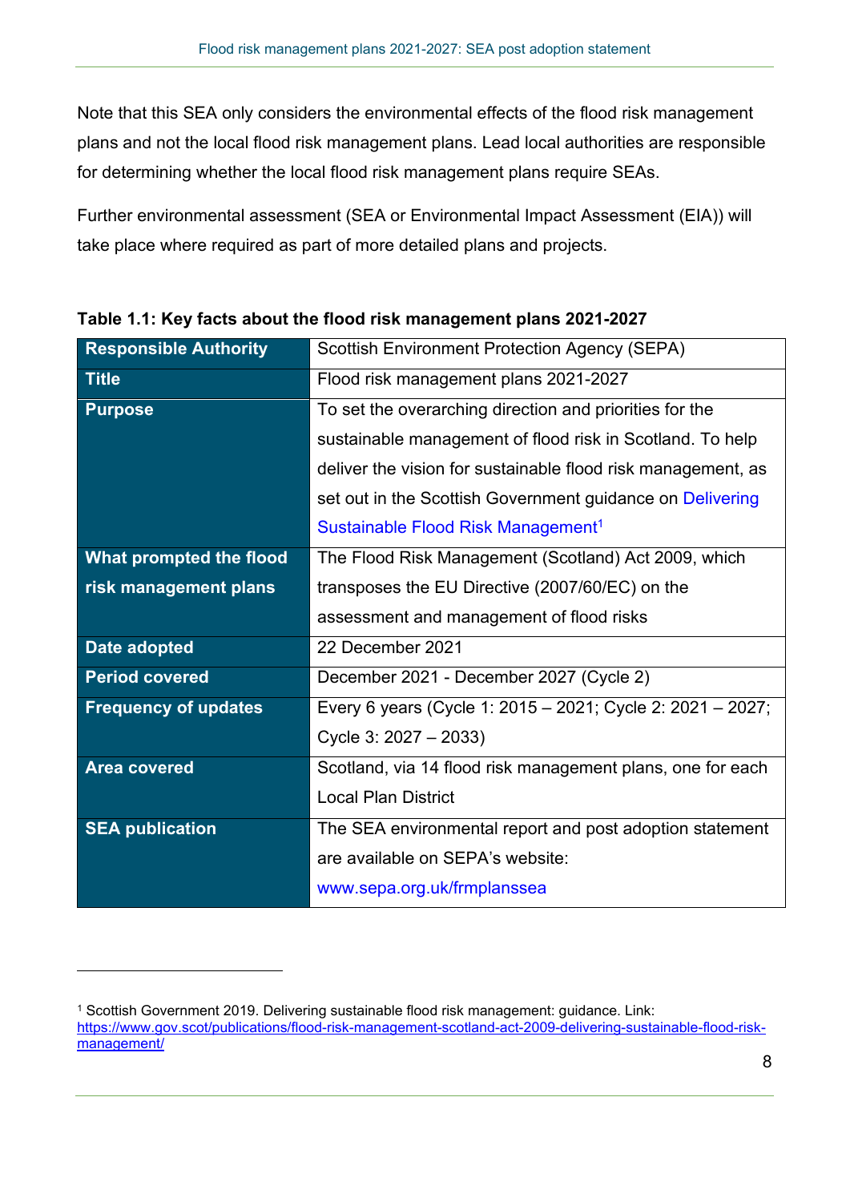Note that this SEA only considers the environmental effects of the flood risk management plans and not the local flood risk management plans. Lead local authorities are responsible for determining whether the local flood risk management plans require SEAs.

Further environmental assessment (SEA or Environmental Impact Assessment (EIA)) will take place where required as part of more detailed plans and projects.

**Table 1.1: Key facts about the flood risk management plans 2021-2027**

| | |
|---|---|
| **Responsible Authority** | Scottish Environment Protection Agency (SEPA) |
| **Title** | Flood risk management plans 2021-2027 |
| **Purpose** | To set the overarching direction and priorities for the sustainable management of flood risk in Scotland. To help deliver the vision for sustainable flood risk management, as set out in the Scottish Government guidance on Delivering Sustainable Flood Risk Management[1] |
| **What prompted the flood risk management plans** | The Flood Risk Management (Scotland) Act 2009, which transposes the EU Directive (2007/60/EC) on the assessment and management of flood risks |
| **Date adopted** | 22 December 2021 |
| **Period covered** | December 2021 - December 2027 (Cycle 2) |
| **Frequency of updates** | Every 6 years (Cycle 1: 2015 – 2021; Cycle 2: 2021 – 2027; Cycle 3: 2027 – 2033) |
| **Area covered** | Scotland, via 14 flood risk management plans, one for each Local Plan District |
| **SEA publication** | The SEA environmental report and post adoption statement are available on SEPA's website: www.sepa.org.uk/frmplanssea |

[1] Scottish Government 2019. Delivering sustainable flood risk management: guidance. Link: https://www.gov.scot/publications/flood-risk-management-scotland-act-2009-delivering-sustainable-flood-risk-management/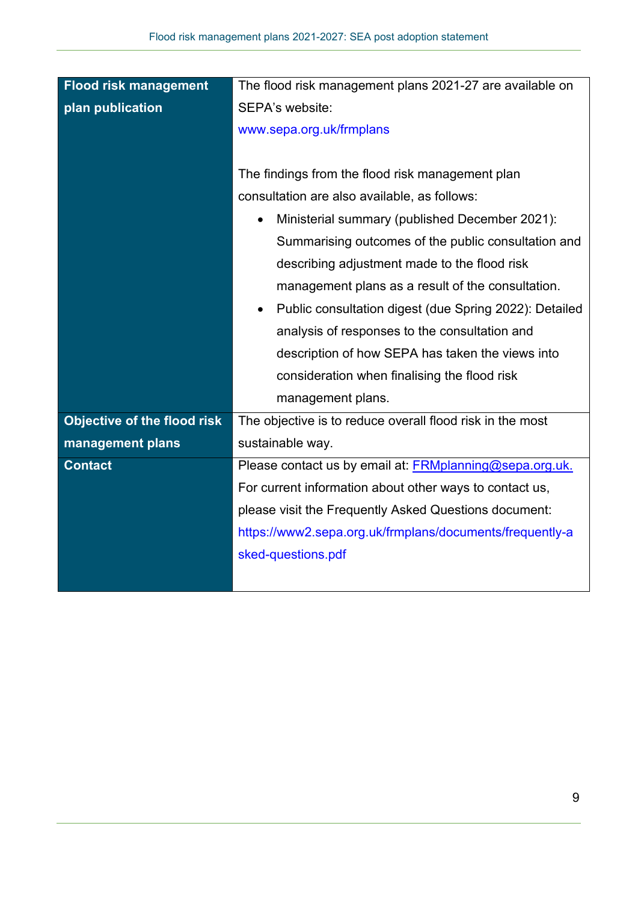| | |
|---|---|
| **Flood risk management plan publication** | The flood risk management plans 2021-27 are available on SEPA's website:<br>www.sepa.org.uk/frmplans<br><br>The findings from the flood risk management plan consultation are also available, as follows:<br>• Ministerial summary (published December 2021): Summarising outcomes of the public consultation and describing adjustment made to the flood risk management plans as a result of the consultation.<br>• Public consultation digest (due Spring 2022): Detailed analysis of responses to the consultation and description of how SEPA has taken the views into consideration when finalising the flood risk management plans. |
| **Objective of the flood risk management plans** | The objective is to reduce overall flood risk in the most sustainable way. |
| **Contact** | Please contact us by email at: FRMplanning@sepa.org.uk.<br>For current information about other ways to contact us, please visit the Frequently Asked Questions document:<br>https://www2.sepa.org.uk/frmplans/documents/frequently-asked-questions.pdf |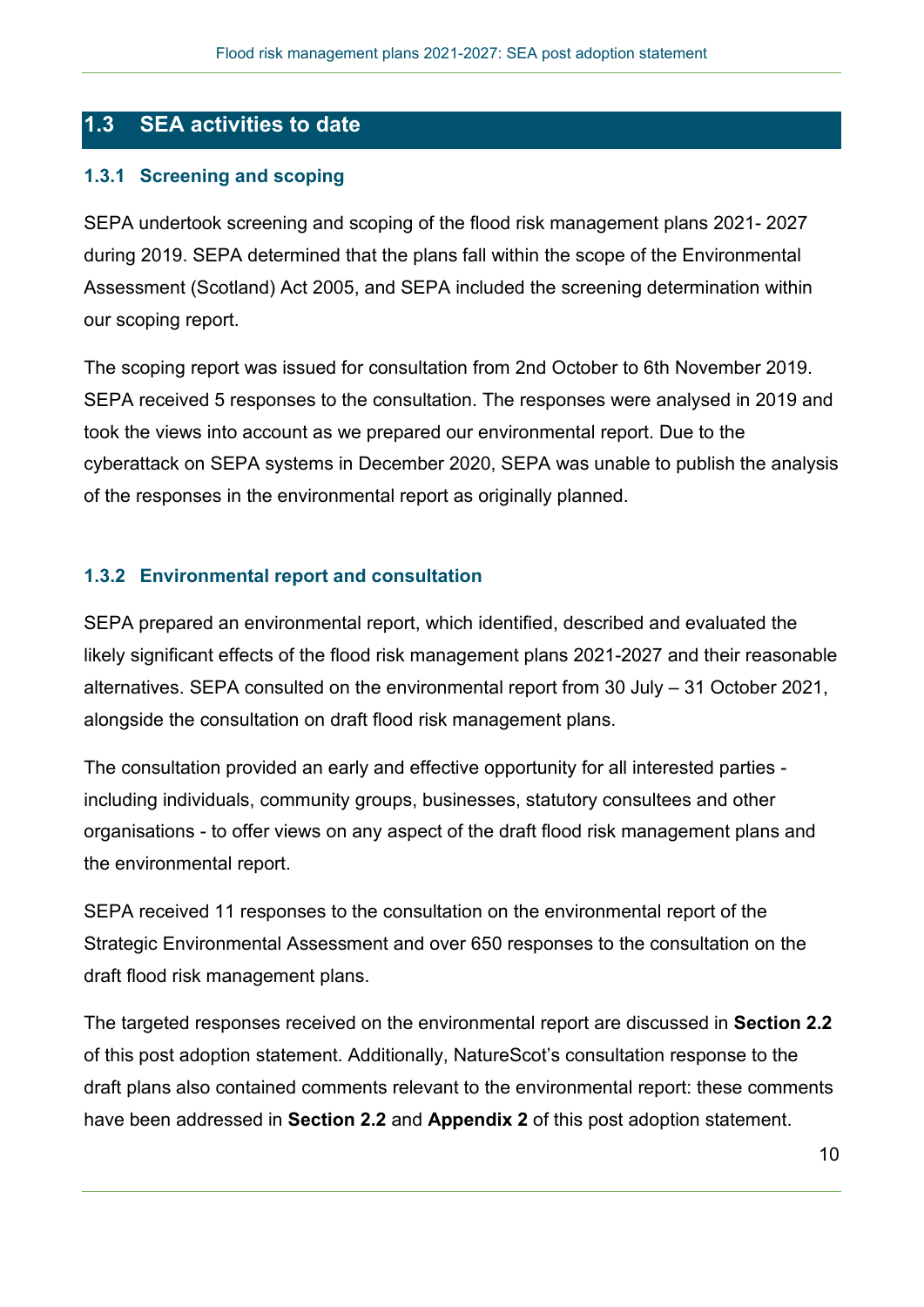## 1.3 SEA activities to date

### 1.3.1 Screening and scoping

SEPA undertook screening and scoping of the flood risk management plans 2021- 2027 during 2019. SEPA determined that the plans fall within the scope of the Environmental Assessment (Scotland) Act 2005, and SEPA included the screening determination within our scoping report.

The scoping report was issued for consultation from 2nd October to 6th November 2019. SEPA received 5 responses to the consultation. The responses were analysed in 2019 and took the views into account as we prepared our environmental report. Due to the cyberattack on SEPA systems in December 2020, SEPA was unable to publish the analysis of the responses in the environmental report as originally planned.

### 1.3.2 Environmental report and consultation

SEPA prepared an environmental report, which identified, described and evaluated the likely significant effects of the flood risk management plans 2021-2027 and their reasonable alternatives. SEPA consulted on the environmental report from 30 July – 31 October 2021, alongside the consultation on draft flood risk management plans.

The consultation provided an early and effective opportunity for all interested parties - including individuals, community groups, businesses, statutory consultees and other organisations - to offer views on any aspect of the draft flood risk management plans and the environmental report.

SEPA received 11 responses to the consultation on the environmental report of the Strategic Environmental Assessment and over 650 responses to the consultation on the draft flood risk management plans.

The targeted responses received on the environmental report are discussed in **Section 2.2** of this post adoption statement. Additionally, NatureScot's consultation response to the draft plans also contained comments relevant to the environmental report: these comments have been addressed in **Section 2.2** and **Appendix 2** of this post adoption statement.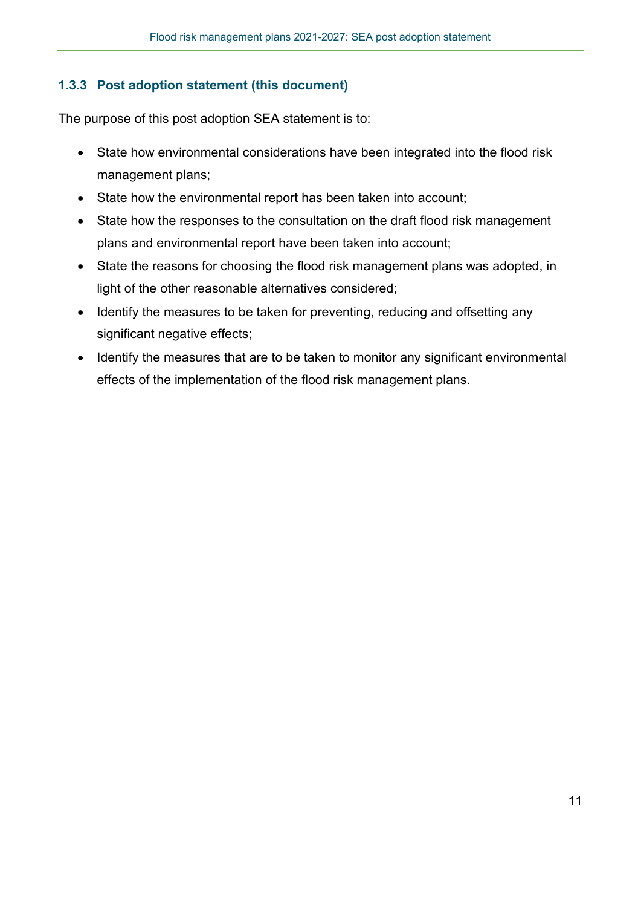### 1.3.3 Post adoption statement (this document)

The purpose of this post adoption SEA statement is to:

- State how environmental considerations have been integrated into the flood risk management plans;
- State how the environmental report has been taken into account;
- State how the responses to the consultation on the draft flood risk management plans and environmental report have been taken into account;
- State the reasons for choosing the flood risk management plans was adopted, in light of the other reasonable alternatives considered;
- Identify the measures to be taken for preventing, reducing and offsetting any significant negative effects;
- Identify the measures that are to be taken to monitor any significant environmental effects of the implementation of the flood risk management plans.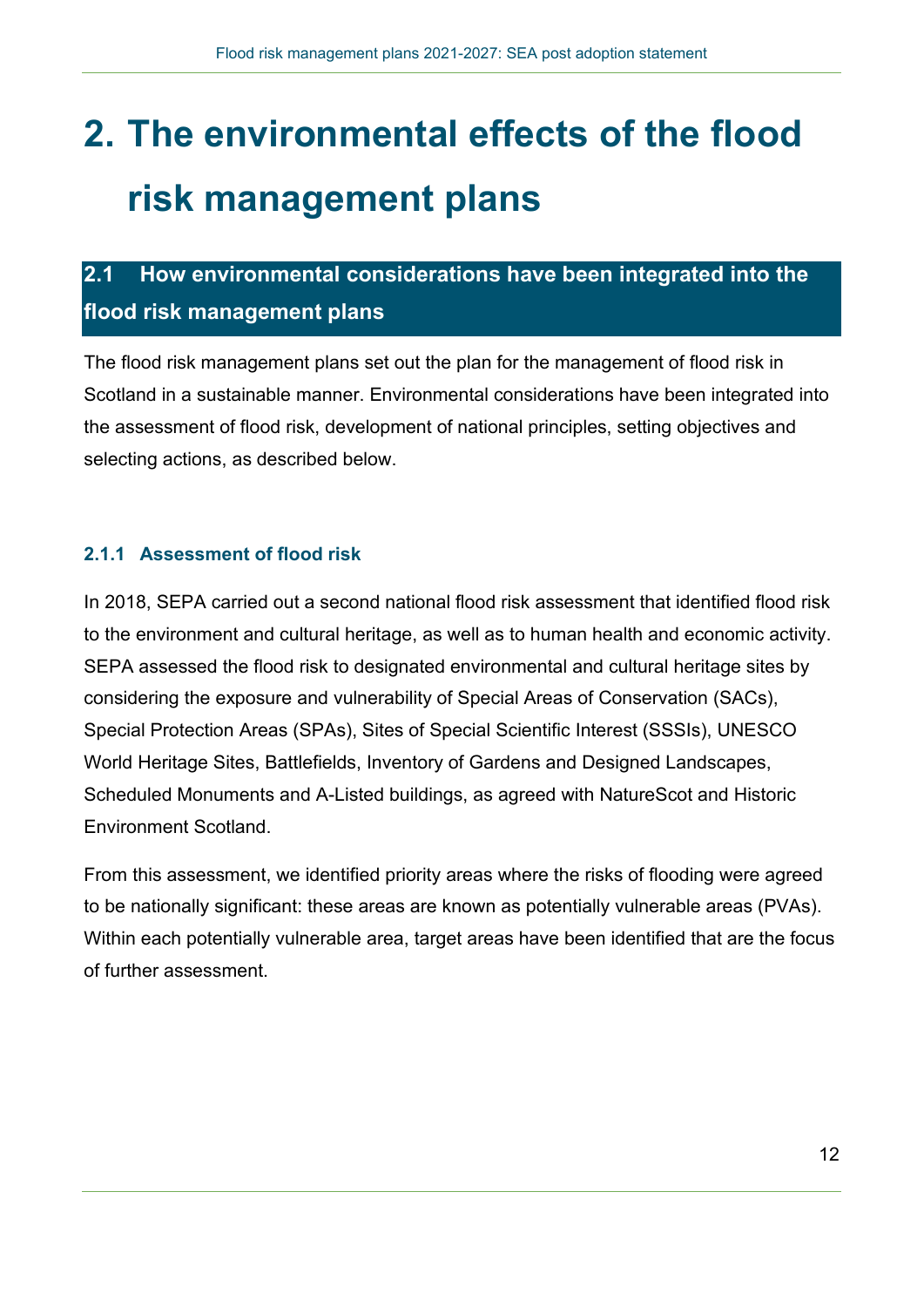# 2. The environmental effects of the flood risk management plans

## 2.1 How environmental considerations have been integrated into the flood risk management plans

The flood risk management plans set out the plan for the management of flood risk in Scotland in a sustainable manner. Environmental considerations have been integrated into the assessment of flood risk, development of national principles, setting objectives and selecting actions, as described below.

### 2.1.1 Assessment of flood risk

In 2018, SEPA carried out a second national flood risk assessment that identified flood risk to the environment and cultural heritage, as well as to human health and economic activity. SEPA assessed the flood risk to designated environmental and cultural heritage sites by considering the exposure and vulnerability of Special Areas of Conservation (SACs), Special Protection Areas (SPAs), Sites of Special Scientific Interest (SSSIs), UNESCO World Heritage Sites, Battlefields, Inventory of Gardens and Designed Landscapes, Scheduled Monuments and A-Listed buildings, as agreed with NatureScot and Historic Environment Scotland.

From this assessment, we identified priority areas where the risks of flooding were agreed to be nationally significant: these areas are known as potentially vulnerable areas (PVAs). Within each potentially vulnerable area, target areas have been identified that are the focus of further assessment.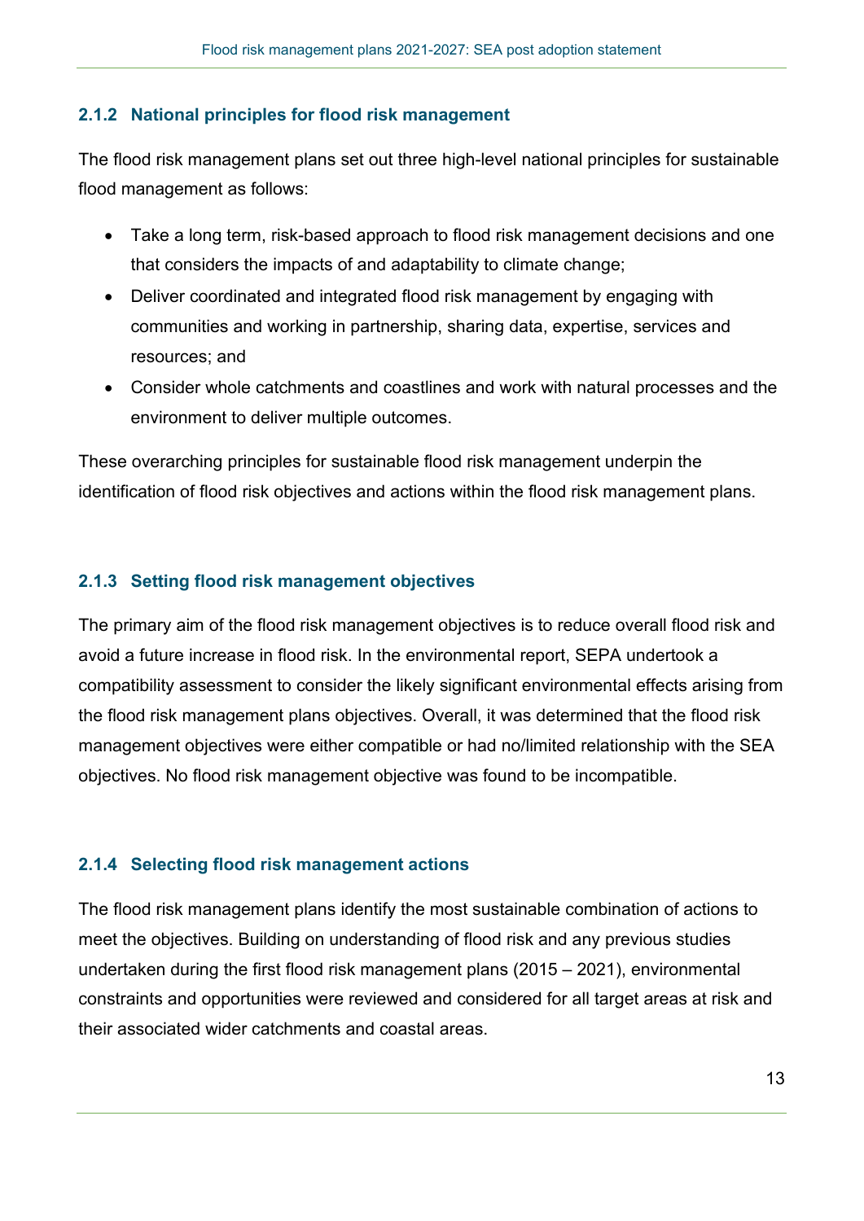### 2.1.2 National principles for flood risk management

The flood risk management plans set out three high-level national principles for sustainable flood management as follows:

- Take a long term, risk-based approach to flood risk management decisions and one that considers the impacts of and adaptability to climate change;
- Deliver coordinated and integrated flood risk management by engaging with communities and working in partnership, sharing data, expertise, services and resources; and
- Consider whole catchments and coastlines and work with natural processes and the environment to deliver multiple outcomes.

These overarching principles for sustainable flood risk management underpin the identification of flood risk objectives and actions within the flood risk management plans.

### 2.1.3 Setting flood risk management objectives

The primary aim of the flood risk management objectives is to reduce overall flood risk and avoid a future increase in flood risk. In the environmental report, SEPA undertook a compatibility assessment to consider the likely significant environmental effects arising from the flood risk management plans objectives. Overall, it was determined that the flood risk management objectives were either compatible or had no/limited relationship with the SEA objectives. No flood risk management objective was found to be incompatible.

### 2.1.4 Selecting flood risk management actions

The flood risk management plans identify the most sustainable combination of actions to meet the objectives. Building on understanding of flood risk and any previous studies undertaken during the first flood risk management plans (2015 – 2021), environmental constraints and opportunities were reviewed and considered for all target areas at risk and their associated wider catchments and coastal areas.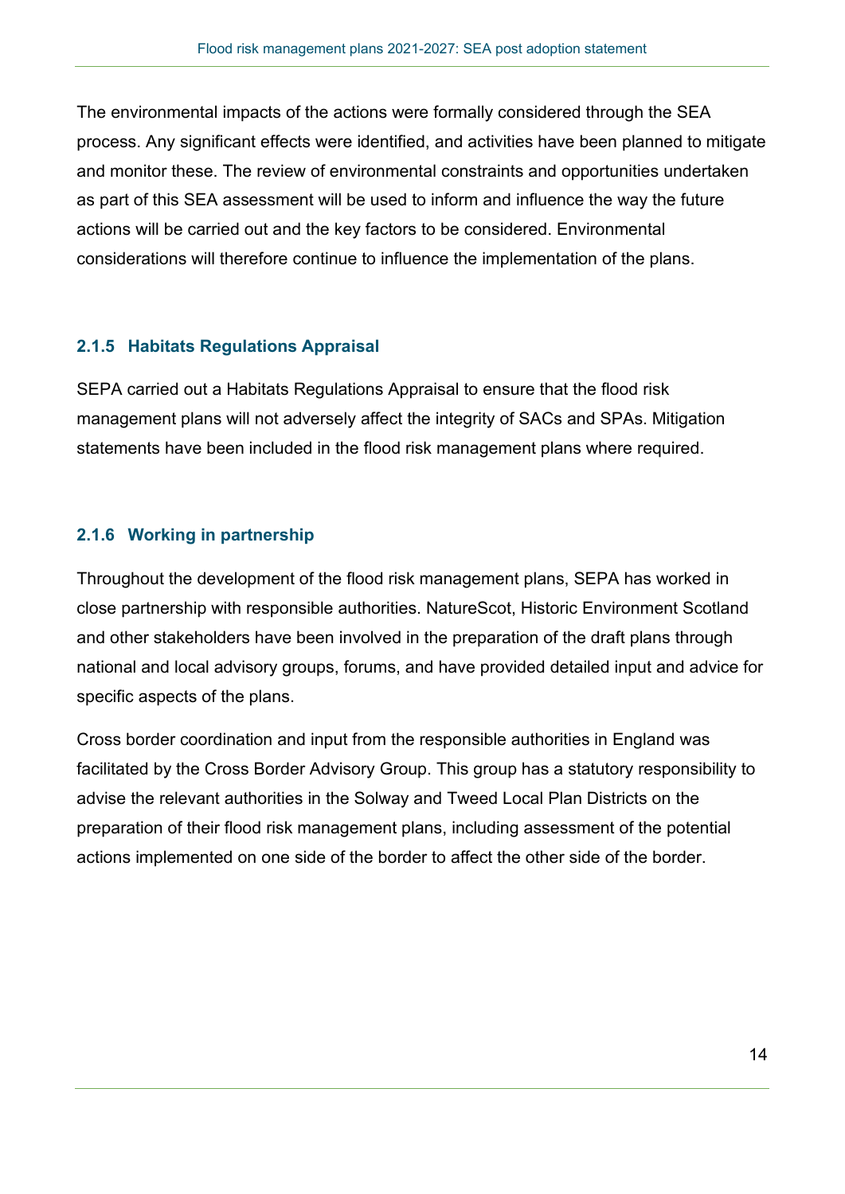The environmental impacts of the actions were formally considered through the SEA process. Any significant effects were identified, and activities have been planned to mitigate and monitor these. The review of environmental constraints and opportunities undertaken as part of this SEA assessment will be used to inform and influence the way the future actions will be carried out and the key factors to be considered. Environmental considerations will therefore continue to influence the implementation of the plans.

### 2.1.5 Habitats Regulations Appraisal

SEPA carried out a Habitats Regulations Appraisal to ensure that the flood risk management plans will not adversely affect the integrity of SACs and SPAs. Mitigation statements have been included in the flood risk management plans where required.

### 2.1.6 Working in partnership

Throughout the development of the flood risk management plans, SEPA has worked in close partnership with responsible authorities. NatureScot, Historic Environment Scotland and other stakeholders have been involved in the preparation of the draft plans through national and local advisory groups, forums, and have provided detailed input and advice for specific aspects of the plans.

Cross border coordination and input from the responsible authorities in England was facilitated by the Cross Border Advisory Group. This group has a statutory responsibility to advise the relevant authorities in the Solway and Tweed Local Plan Districts on the preparation of their flood risk management plans, including assessment of the potential actions implemented on one side of the border to affect the other side of the border.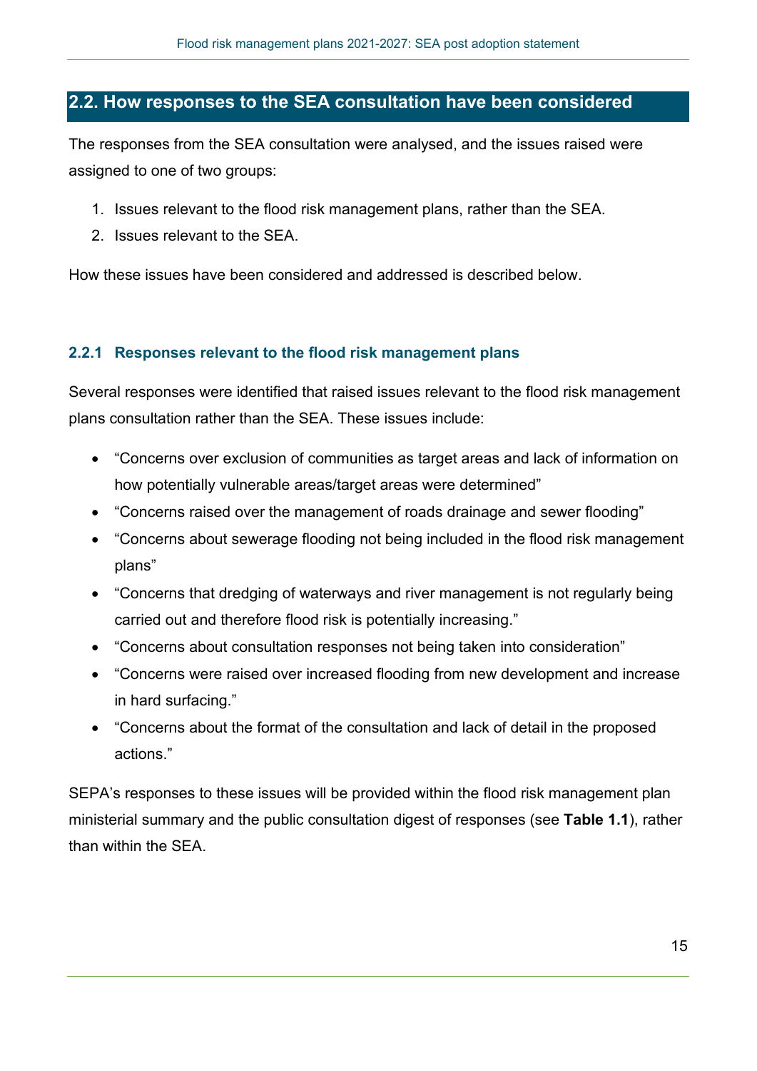## 2.2. How responses to the SEA consultation have been considered

The responses from the SEA consultation were analysed, and the issues raised were assigned to one of two groups:

1. Issues relevant to the flood risk management plans, rather than the SEA.
2. Issues relevant to the SEA.

How these issues have been considered and addressed is described below.

### 2.2.1 Responses relevant to the flood risk management plans

Several responses were identified that raised issues relevant to the flood risk management plans consultation rather than the SEA. These issues include:

- "Concerns over exclusion of communities as target areas and lack of information on how potentially vulnerable areas/target areas were determined"
- "Concerns raised over the management of roads drainage and sewer flooding"
- "Concerns about sewerage flooding not being included in the flood risk management plans"
- "Concerns that dredging of waterways and river management is not regularly being carried out and therefore flood risk is potentially increasing."
- "Concerns about consultation responses not being taken into consideration"
- "Concerns were raised over increased flooding from new development and increase in hard surfacing."
- "Concerns about the format of the consultation and lack of detail in the proposed actions."

SEPA's responses to these issues will be provided within the flood risk management plan ministerial summary and the public consultation digest of responses (see **Table 1.1**), rather than within the SEA.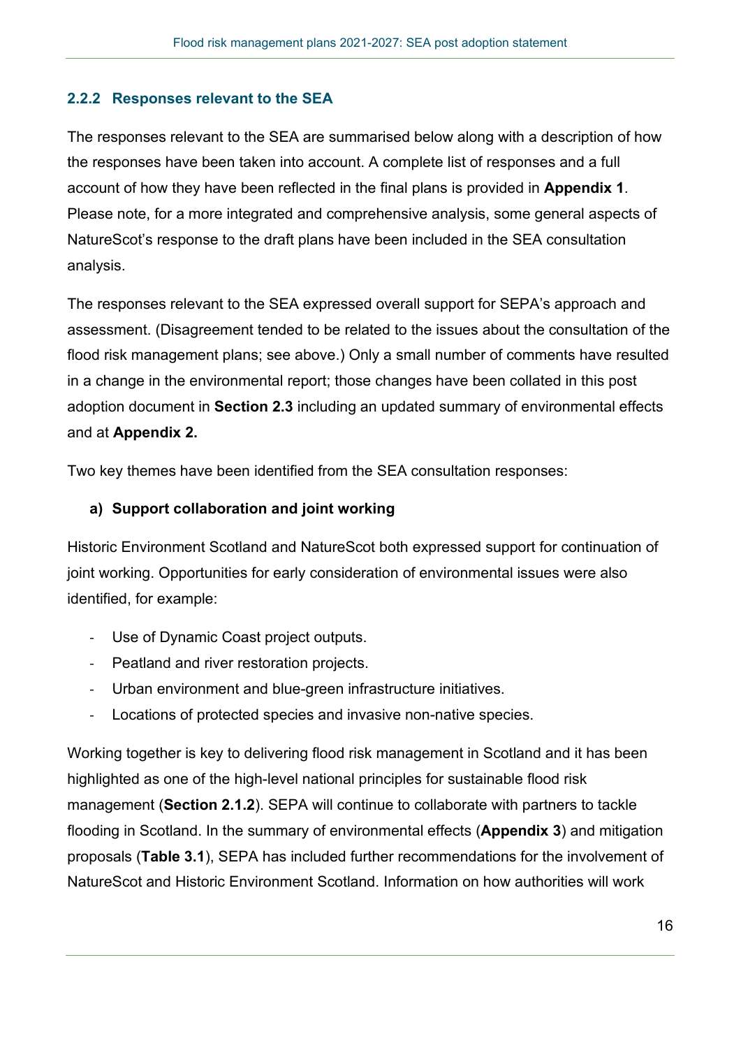### 2.2.2 Responses relevant to the SEA

The responses relevant to the SEA are summarised below along with a description of how the responses have been taken into account. A complete list of responses and a full account of how they have been reflected in the final plans is provided in **Appendix 1**. Please note, for a more integrated and comprehensive analysis, some general aspects of NatureScot's response to the draft plans have been included in the SEA consultation analysis.

The responses relevant to the SEA expressed overall support for SEPA's approach and assessment. (Disagreement tended to be related to the issues about the consultation of the flood risk management plans; see above.) Only a small number of comments have resulted in a change in the environmental report; those changes have been collated in this post adoption document in **Section 2.3** including an updated summary of environmental effects and at **Appendix 2.**

Two key themes have been identified from the SEA consultation responses:

**a) Support collaboration and joint working**

Historic Environment Scotland and NatureScot both expressed support for continuation of joint working. Opportunities for early consideration of environmental issues were also identified, for example:

- Use of Dynamic Coast project outputs.
- Peatland and river restoration projects.
- Urban environment and blue-green infrastructure initiatives.
- Locations of protected species and invasive non-native species.

Working together is key to delivering flood risk management in Scotland and it has been highlighted as one of the high-level national principles for sustainable flood risk management (**Section 2.1.2**). SEPA will continue to collaborate with partners to tackle flooding in Scotland. In the summary of environmental effects (**Appendix 3**) and mitigation proposals (**Table 3.1**), SEPA has included further recommendations for the involvement of NatureScot and Historic Environment Scotland. Information on how authorities will work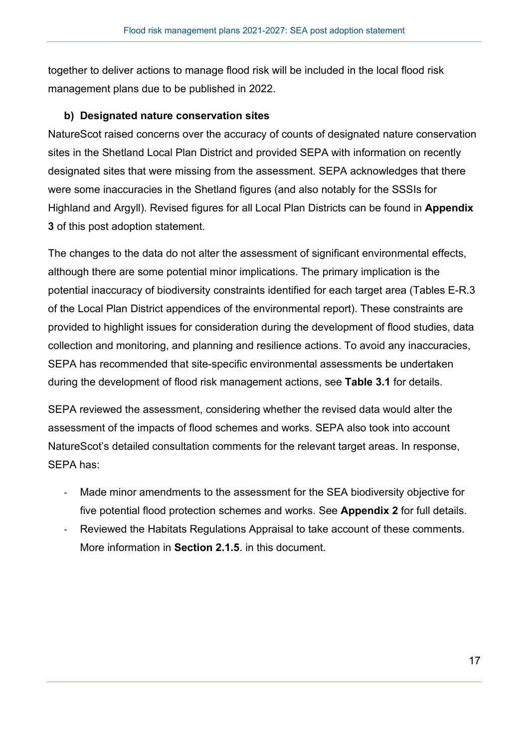together to deliver actions to manage flood risk will be included in the local flood risk management plans due to be published in 2022.

**b) Designated nature conservation sites**

NatureScot raised concerns over the accuracy of counts of designated nature conservation sites in the Shetland Local Plan District and provided SEPA with information on recently designated sites that were missing from the assessment. SEPA acknowledges that there were some inaccuracies in the Shetland figures (and also notably for the SSSIs for Highland and Argyll). Revised figures for all Local Plan Districts can be found in **Appendix 3** of this post adoption statement.

The changes to the data do not alter the assessment of significant environmental effects, although there are some potential minor implications. The primary implication is the potential inaccuracy of biodiversity constraints identified for each target area (Tables E-R.3 of the Local Plan District appendices of the environmental report). These constraints are provided to highlight issues for consideration during the development of flood studies, data collection and monitoring, and planning and resilience actions. To avoid any inaccuracies, SEPA has recommended that site-specific environmental assessments be undertaken during the development of flood risk management actions, see **Table 3.1** for details.

SEPA reviewed the assessment, considering whether the revised data would alter the assessment of the impacts of flood schemes and works. SEPA also took into account NatureScot's detailed consultation comments for the relevant target areas. In response, SEPA has:

- Made minor amendments to the assessment for the SEA biodiversity objective for five potential flood protection schemes and works. See **Appendix 2** for full details.
- Reviewed the Habitats Regulations Appraisal to take account of these comments. More information in **Section 2.1.5**. in this document.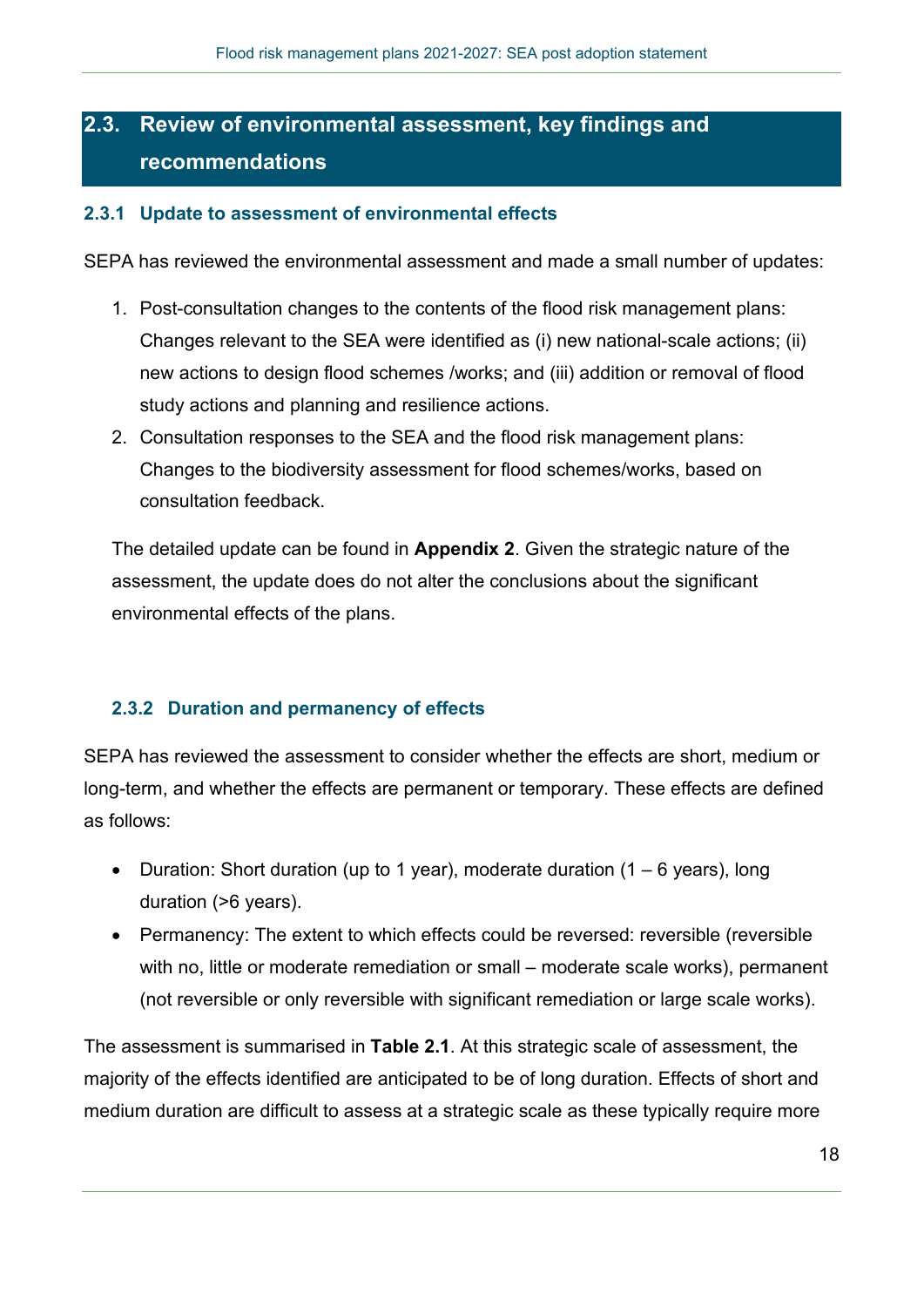## 2.3. Review of environmental assessment, key findings and recommendations

### 2.3.1 Update to assessment of environmental effects

SEPA has reviewed the environmental assessment and made a small number of updates:

1. Post-consultation changes to the contents of the flood risk management plans: Changes relevant to the SEA were identified as (i) new national-scale actions; (ii) new actions to design flood schemes /works; and (iii) addition or removal of flood study actions and planning and resilience actions.
2. Consultation responses to the SEA and the flood risk management plans: Changes to the biodiversity assessment for flood schemes/works, based on consultation feedback.

The detailed update can be found in **Appendix 2**. Given the strategic nature of the assessment, the update does do not alter the conclusions about the significant environmental effects of the plans.

### 2.3.2 Duration and permanency of effects

SEPA has reviewed the assessment to consider whether the effects are short, medium or long-term, and whether the effects are permanent or temporary. These effects are defined as follows:

- Duration: Short duration (up to 1 year), moderate duration (1 – 6 years), long duration (>6 years).
- Permanency: The extent to which effects could be reversed: reversible (reversible with no, little or moderate remediation or small – moderate scale works), permanent (not reversible or only reversible with significant remediation or large scale works).

The assessment is summarised in **Table 2.1**. At this strategic scale of assessment, the majority of the effects identified are anticipated to be of long duration. Effects of short and medium duration are difficult to assess at a strategic scale as these typically require more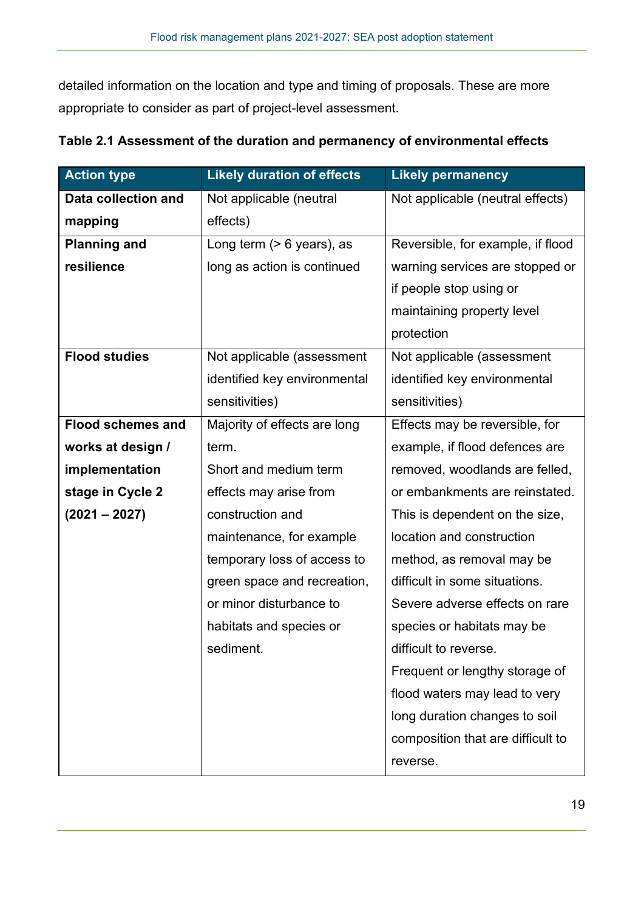detailed information on the location and type and timing of proposals. These are more appropriate to consider as part of project-level assessment.

**Table 2.1 Assessment of the duration and permanency of environmental effects**

| Action type | Likely duration of effects | Likely permanency |
|---|---|---|
| **Data collection and mapping** | Not applicable (neutral effects) | Not applicable (neutral effects) |
| **Planning and resilience** | Long term (> 6 years), as long as action is continued | Reversible, for example, if flood warning services are stopped or if people stop using or maintaining property level protection |
| **Flood studies** | Not applicable (assessment identified key environmental sensitivities) | Not applicable (assessment identified key environmental sensitivities) |
| **Flood schemes and works at design / implementation stage in Cycle 2 (2021 – 2027)** | Majority of effects are long term.<br>Short and medium term effects may arise from construction and maintenance, for example temporary loss of access to green space and recreation, or minor disturbance to habitats and species or sediment. | Effects may be reversible, for example, if flood defences are removed, woodlands are felled, or embankments are reinstated. This is dependent on the size, location and construction method, as removal may be difficult in some situations.<br>Severe adverse effects on rare species or habitats may be difficult to reverse.<br>Frequent or lengthy storage of flood waters may lead to very long duration changes to soil composition that are difficult to reverse. |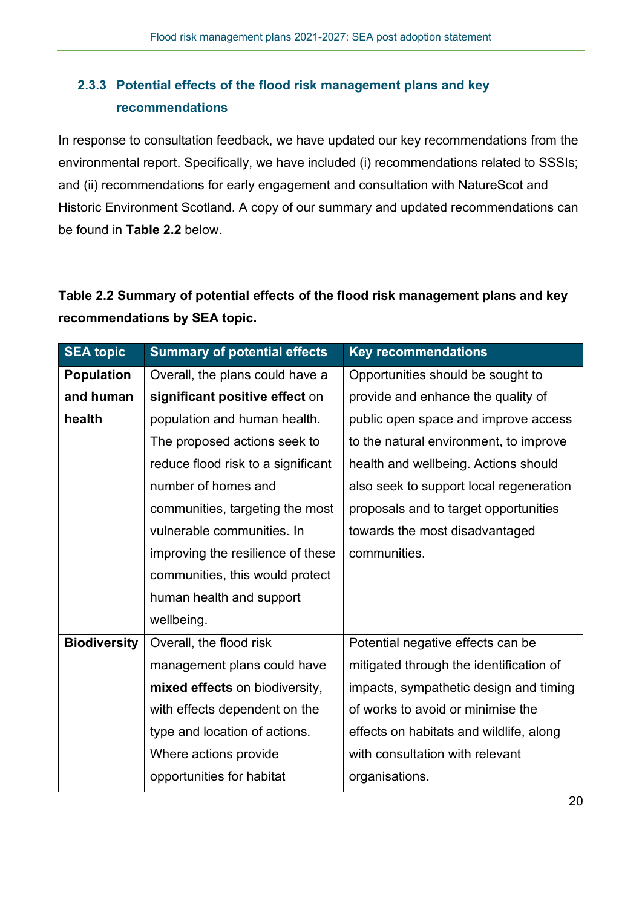### 2.3.3 Potential effects of the flood risk management plans and key recommendations

In response to consultation feedback, we have updated our key recommendations from the environmental report. Specifically, we have included (i) recommendations related to SSSIs; and (ii) recommendations for early engagement and consultation with NatureScot and Historic Environment Scotland. A copy of our summary and updated recommendations can be found in **Table 2.2** below.

**Table 2.2 Summary of potential effects of the flood risk management plans and key recommendations by SEA topic.**

| SEA topic | Summary of potential effects | Key recommendations |
|---|---|---|
| **Population and human health** | Overall, the plans could have a **significant positive effect** on population and human health. The proposed actions seek to reduce flood risk to a significant number of homes and communities, targeting the most vulnerable communities. In improving the resilience of these communities, this would protect human health and support wellbeing. | Opportunities should be sought to provide and enhance the quality of public open space and improve access to the natural environment, to improve health and wellbeing. Actions should also seek to support local regeneration proposals and to target opportunities towards the most disadvantaged communities. |
| **Biodiversity** | Overall, the flood risk management plans could have **mixed effects** on biodiversity, with effects dependent on the type and location of actions. Where actions provide opportunities for habitat | Potential negative effects can be mitigated through the identification of impacts, sympathetic design and timing of works to avoid or minimise the effects on habitats and wildlife, along with consultation with relevant organisations. |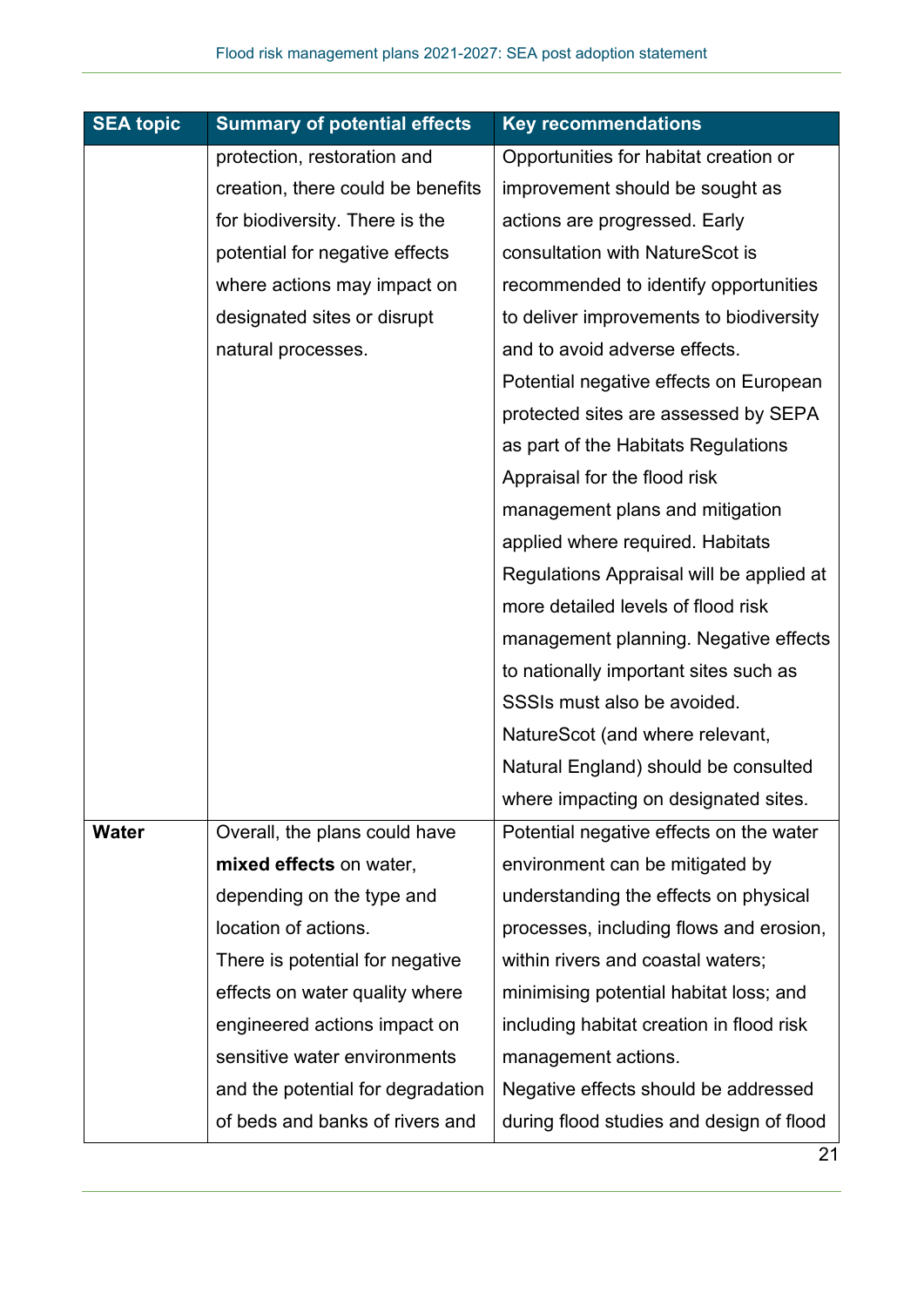| SEA topic | Summary of potential effects | Key recommendations |
|---|---|---|
| | protection, restoration and creation, there could be benefits for biodiversity. There is the potential for negative effects where actions may impact on designated sites or disrupt natural processes. | Opportunities for habitat creation or improvement should be sought as actions are progressed. Early consultation with NatureScot is recommended to identify opportunities to deliver improvements to biodiversity and to avoid adverse effects. Potential negative effects on European protected sites are assessed by SEPA as part of the Habitats Regulations Appraisal for the flood risk management plans and mitigation applied where required. Habitats Regulations Appraisal will be applied at more detailed levels of flood risk management planning. Negative effects to nationally important sites such as SSSIs must also be avoided. NatureScot (and where relevant, Natural England) should be consulted where impacting on designated sites. |
| **Water** | Overall, the plans could have **mixed effects** on water, depending on the type and location of actions. There is potential for negative effects on water quality where engineered actions impact on sensitive water environments and the potential for degradation of beds and banks of rivers and | Potential negative effects on the water environment can be mitigated by understanding the effects on physical processes, including flows and erosion, within rivers and coastal waters; minimising potential habitat loss; and including habitat creation in flood risk management actions. Negative effects should be addressed during flood studies and design of flood |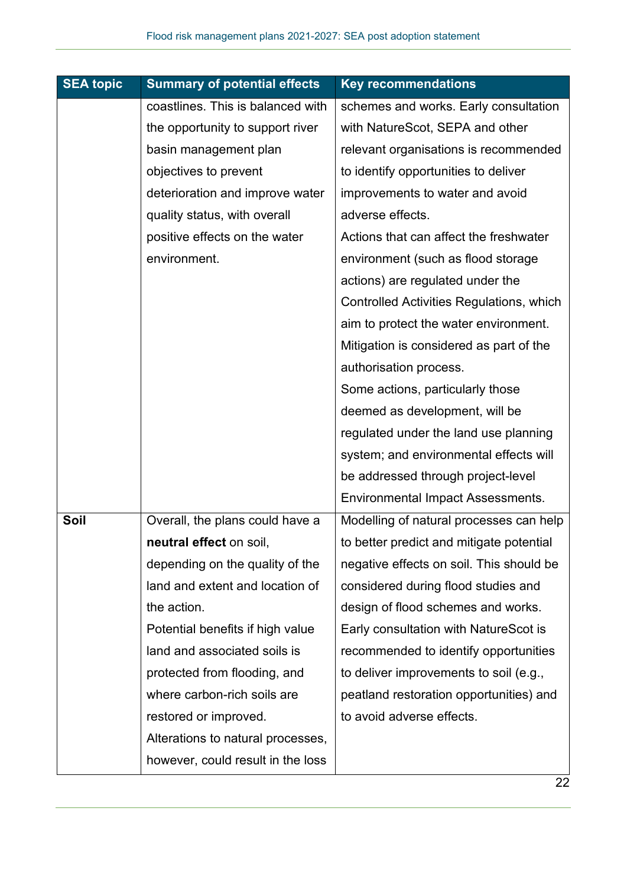| SEA topic | Summary of potential effects | Key recommendations |
|---|---|---|
| | coastlines. This is balanced with the opportunity to support river basin management plan objectives to prevent deterioration and improve water quality status, with overall positive effects on the water environment. | schemes and works. Early consultation with NatureScot, SEPA and other relevant organisations is recommended to identify opportunities to deliver improvements to water and avoid adverse effects.<br>Actions that can affect the freshwater environment (such as flood storage actions) are regulated under the Controlled Activities Regulations, which aim to protect the water environment. Mitigation is considered as part of the authorisation process.<br>Some actions, particularly those deemed as development, will be regulated under the land use planning system; and environmental effects will be addressed through project-level Environmental Impact Assessments. |
| **Soil** | Overall, the plans could have a **neutral effect** on soil, depending on the quality of the land and extent and location of the action.<br>Potential benefits if high value land and associated soils is protected from flooding, and where carbon-rich soils are restored or improved.<br>Alterations to natural processes, however, could result in the loss | Modelling of natural processes can help to better predict and mitigate potential negative effects on soil. This should be considered during flood studies and design of flood schemes and works. Early consultation with NatureScot is recommended to identify opportunities to deliver improvements to soil (e.g., peatland restoration opportunities) and to avoid adverse effects. |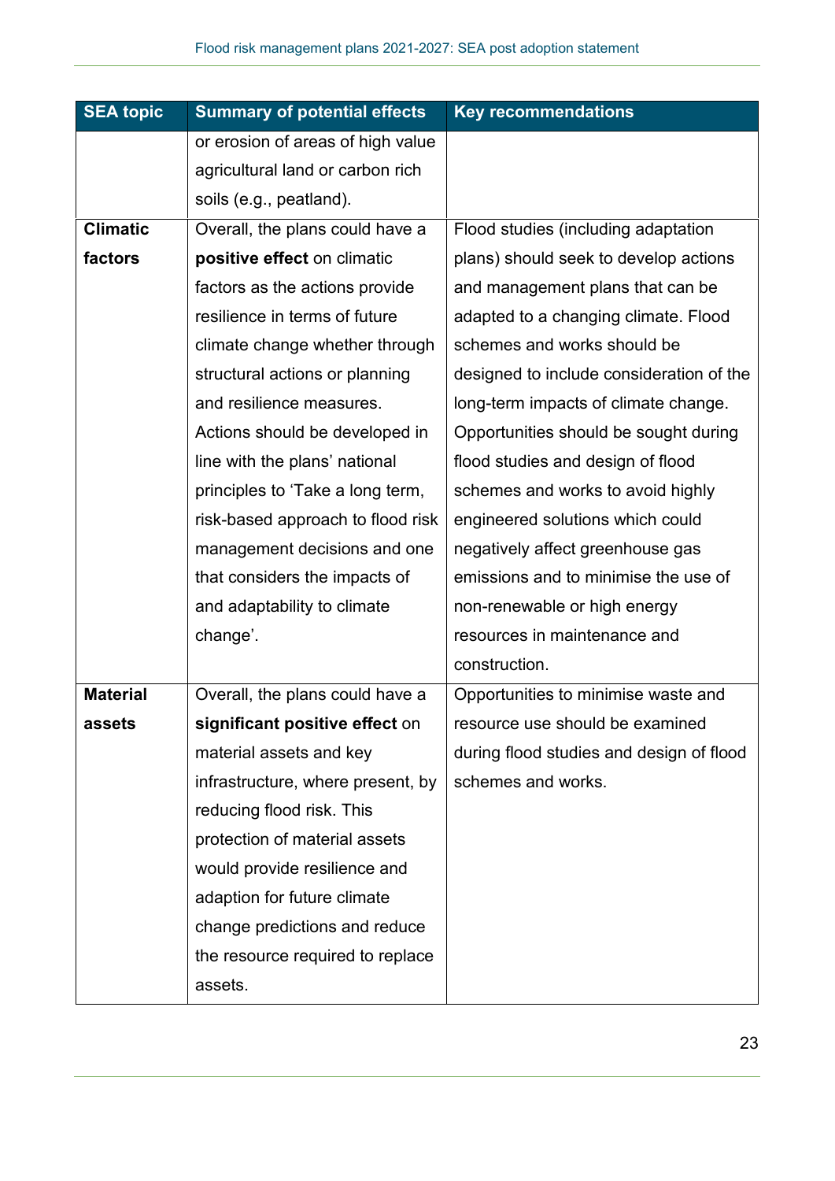| SEA topic | Summary of potential effects | Key recommendations |
|---|---|---|
| | or erosion of areas of high value agricultural land or carbon rich soils (e.g., peatland). | |
| **Climatic factors** | Overall, the plans could have a **positive effect** on climatic factors as the actions provide resilience in terms of future climate change whether through structural actions or planning and resilience measures. Actions should be developed in line with the plans' national principles to 'Take a long term, risk-based approach to flood risk management decisions and one that considers the impacts of and adaptability to climate change'. | Flood studies (including adaptation plans) should seek to develop actions and management plans that can be adapted to a changing climate. Flood schemes and works should be designed to include consideration of the long-term impacts of climate change. Opportunities should be sought during flood studies and design of flood schemes and works to avoid highly engineered solutions which could negatively affect greenhouse gas emissions and to minimise the use of non-renewable or high energy resources in maintenance and construction. |
| **Material assets** | Overall, the plans could have a **significant positive effect** on material assets and key infrastructure, where present, by reducing flood risk. This protection of material assets would provide resilience and adaption for future climate change predictions and reduce the resource required to replace assets. | Opportunities to minimise waste and resource use should be examined during flood studies and design of flood schemes and works. |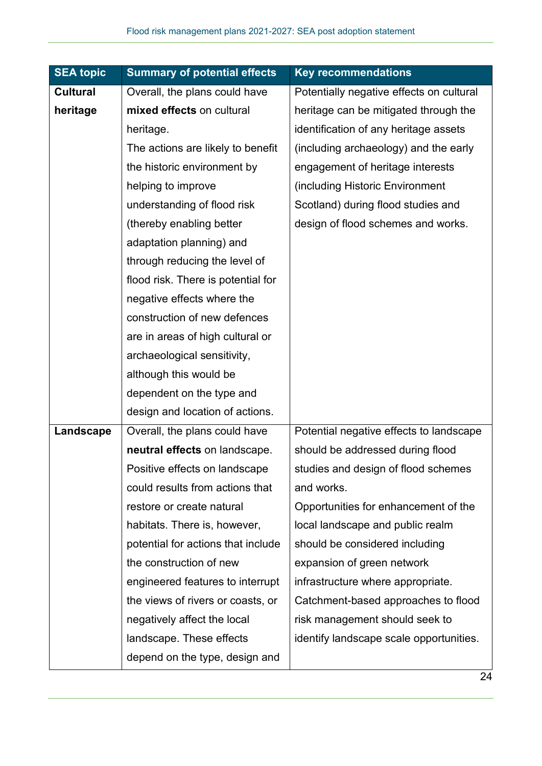| SEA topic | Summary of potential effects | Key recommendations |
|---|---|---|
| **Cultural heritage** | Overall, the plans could have **mixed effects** on cultural heritage. The actions are likely to benefit the historic environment by helping to improve understanding of flood risk (thereby enabling better adaptation planning) and through reducing the level of flood risk. There is potential for negative effects where the construction of new defences are in areas of high cultural or archaeological sensitivity, although this would be dependent on the type and design and location of actions. | Potentially negative effects on cultural heritage can be mitigated through the identification of any heritage assets (including archaeology) and the early engagement of heritage interests (including Historic Environment Scotland) during flood studies and design of flood schemes and works. |
| **Landscape** | Overall, the plans could have **neutral effects** on landscape. Positive effects on landscape could results from actions that restore or create natural habitats. There is, however, potential for actions that include the construction of new engineered features to interrupt the views of rivers or coasts, or negatively affect the local landscape. These effects depend on the type, design and | Potential negative effects to landscape should be addressed during flood studies and design of flood schemes and works. Opportunities for enhancement of the local landscape and public realm should be considered including expansion of green network infrastructure where appropriate. Catchment-based approaches to flood risk management should seek to identify landscape scale opportunities. |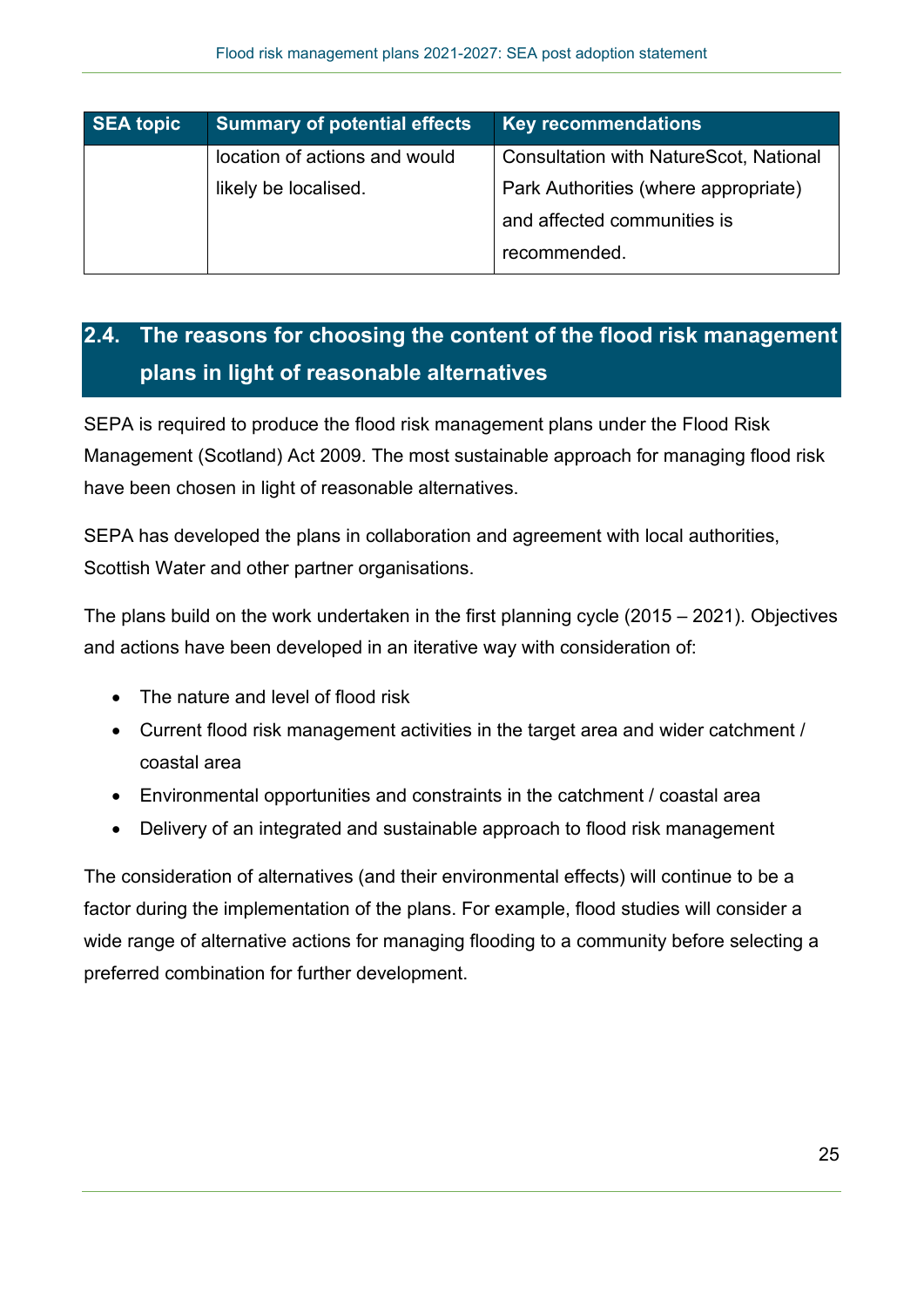| SEA topic | Summary of potential effects | Key recommendations |
|---|---|---|
| | location of actions and would likely be localised. | Consultation with NatureScot, National Park Authorities (where appropriate) and affected communities is recommended. |

## 2.4. The reasons for choosing the content of the flood risk management plans in light of reasonable alternatives

SEPA is required to produce the flood risk management plans under the Flood Risk Management (Scotland) Act 2009. The most sustainable approach for managing flood risk have been chosen in light of reasonable alternatives.

SEPA has developed the plans in collaboration and agreement with local authorities, Scottish Water and other partner organisations.

The plans build on the work undertaken in the first planning cycle (2015 – 2021). Objectives and actions have been developed in an iterative way with consideration of:

- The nature and level of flood risk
- Current flood risk management activities in the target area and wider catchment / coastal area
- Environmental opportunities and constraints in the catchment / coastal area
- Delivery of an integrated and sustainable approach to flood risk management

The consideration of alternatives (and their environmental effects) will continue to be a factor during the implementation of the plans. For example, flood studies will consider a wide range of alternative actions for managing flooding to a community before selecting a preferred combination for further development.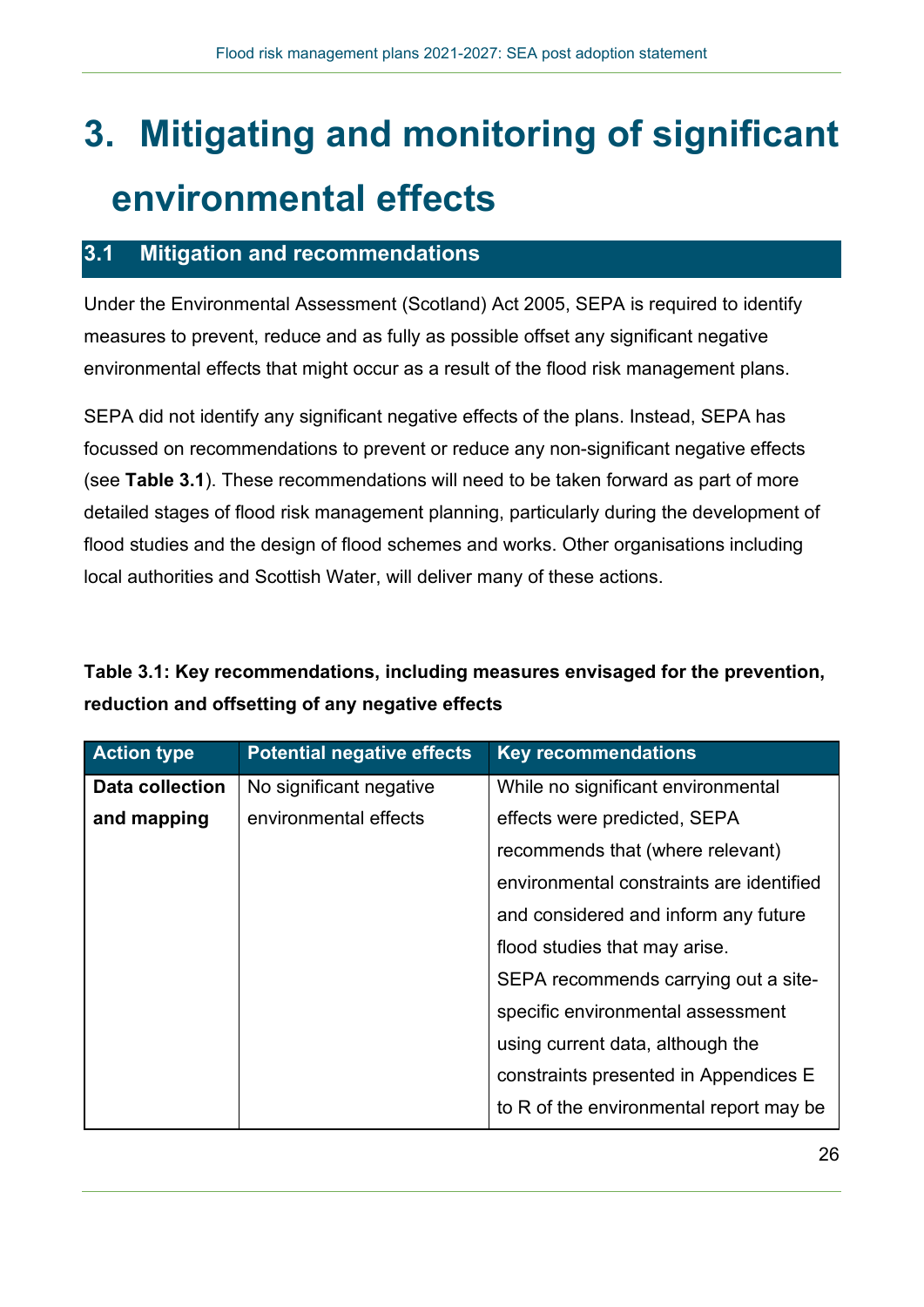# 3. Mitigating and monitoring of significant environmental effects

## 3.1 Mitigation and recommendations

Under the Environmental Assessment (Scotland) Act 2005, SEPA is required to identify measures to prevent, reduce and as fully as possible offset any significant negative environmental effects that might occur as a result of the flood risk management plans.

SEPA did not identify any significant negative effects of the plans. Instead, SEPA has focussed on recommendations to prevent or reduce any non-significant negative effects (see **Table 3.1**). These recommendations will need to be taken forward as part of more detailed stages of flood risk management planning, particularly during the development of flood studies and the design of flood schemes and works. Other organisations including local authorities and Scottish Water, will deliver many of these actions.

**Table 3.1: Key recommendations, including measures envisaged for the prevention, reduction and offsetting of any negative effects**

| Action type | Potential negative effects | Key recommendations |
|---|---|---|
| **Data collection and mapping** | No significant negative environmental effects | While no significant environmental effects were predicted, SEPA recommends that (where relevant) environmental constraints are identified and considered and inform any future flood studies that may arise.<br>SEPA recommends carrying out a site-specific environmental assessment using current data, although the constraints presented in Appendices E to R of the environmental report may be |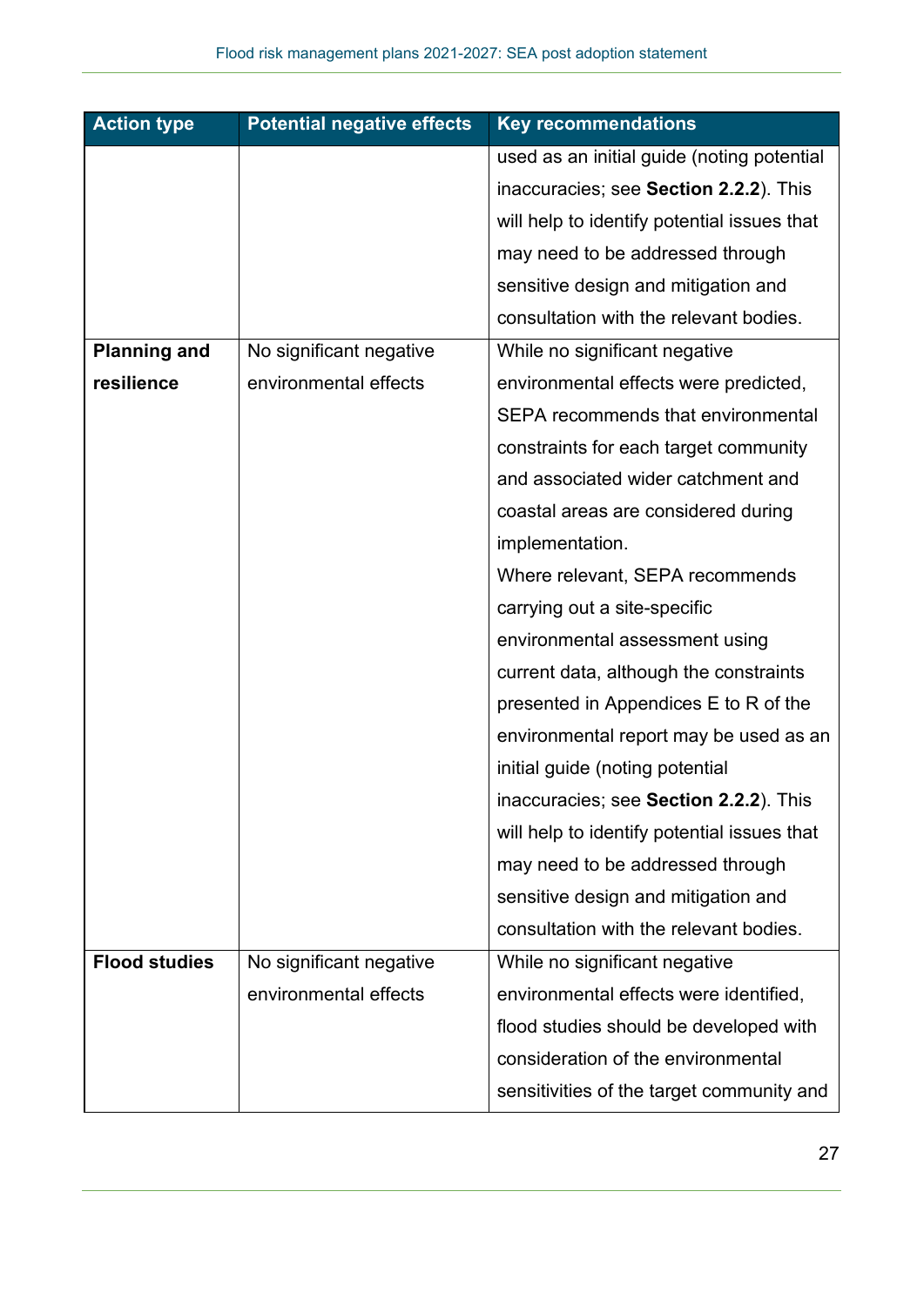| Action type | Potential negative effects | Key recommendations |
|---|---|---|
| | | used as an initial guide (noting potential inaccuracies; see **Section 2.2.2**). This will help to identify potential issues that may need to be addressed through sensitive design and mitigation and consultation with the relevant bodies. |
| **Planning and resilience** | No significant negative environmental effects | While no significant negative environmental effects were predicted, SEPA recommends that environmental constraints for each target community and associated wider catchment and coastal areas are considered during implementation.<br>Where relevant, SEPA recommends carrying out a site-specific environmental assessment using current data, although the constraints presented in Appendices E to R of the environmental report may be used as an initial guide (noting potential inaccuracies; see **Section 2.2.2**). This will help to identify potential issues that may need to be addressed through sensitive design and mitigation and consultation with the relevant bodies. |
| **Flood studies** | No significant negative environmental effects | While no significant negative environmental effects were identified, flood studies should be developed with consideration of the environmental sensitivities of the target community and |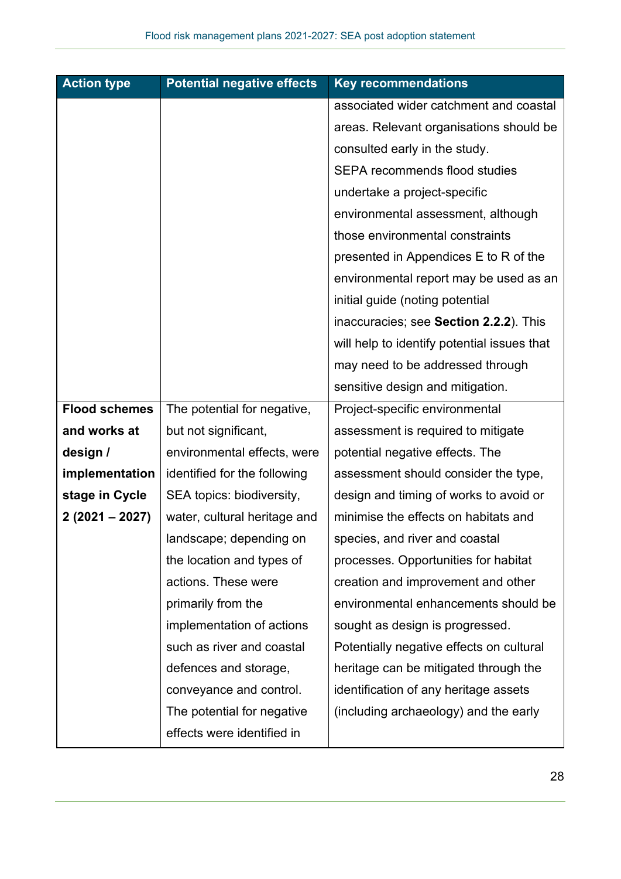| Action type | Potential negative effects | Key recommendations |
|---|---|---|
| | | associated wider catchment and coastal areas. Relevant organisations should be consulted early in the study. SEPA recommends flood studies undertake a project-specific environmental assessment, although those environmental constraints presented in Appendices E to R of the environmental report may be used as an initial guide (noting potential inaccuracies; see **Section 2.2.2**). This will help to identify potential issues that may need to be addressed through sensitive design and mitigation. |
| **Flood schemes and works at design / implementation stage in Cycle 2 (2021 – 2027)** | The potential for negative, but not significant, environmental effects, were identified for the following SEA topics: biodiversity, water, cultural heritage and landscape; depending on the location and types of actions. These were primarily from the implementation of actions such as river and coastal defences and storage, conveyance and control. The potential for negative effects were identified in | Project-specific environmental assessment is required to mitigate potential negative effects. The assessment should consider the type, design and timing of works to avoid or minimise the effects on habitats and species, and river and coastal processes. Opportunities for habitat creation and improvement and other environmental enhancements should be sought as design is progressed. Potentially negative effects on cultural heritage can be mitigated through the identification of any heritage assets (including archaeology) and the early |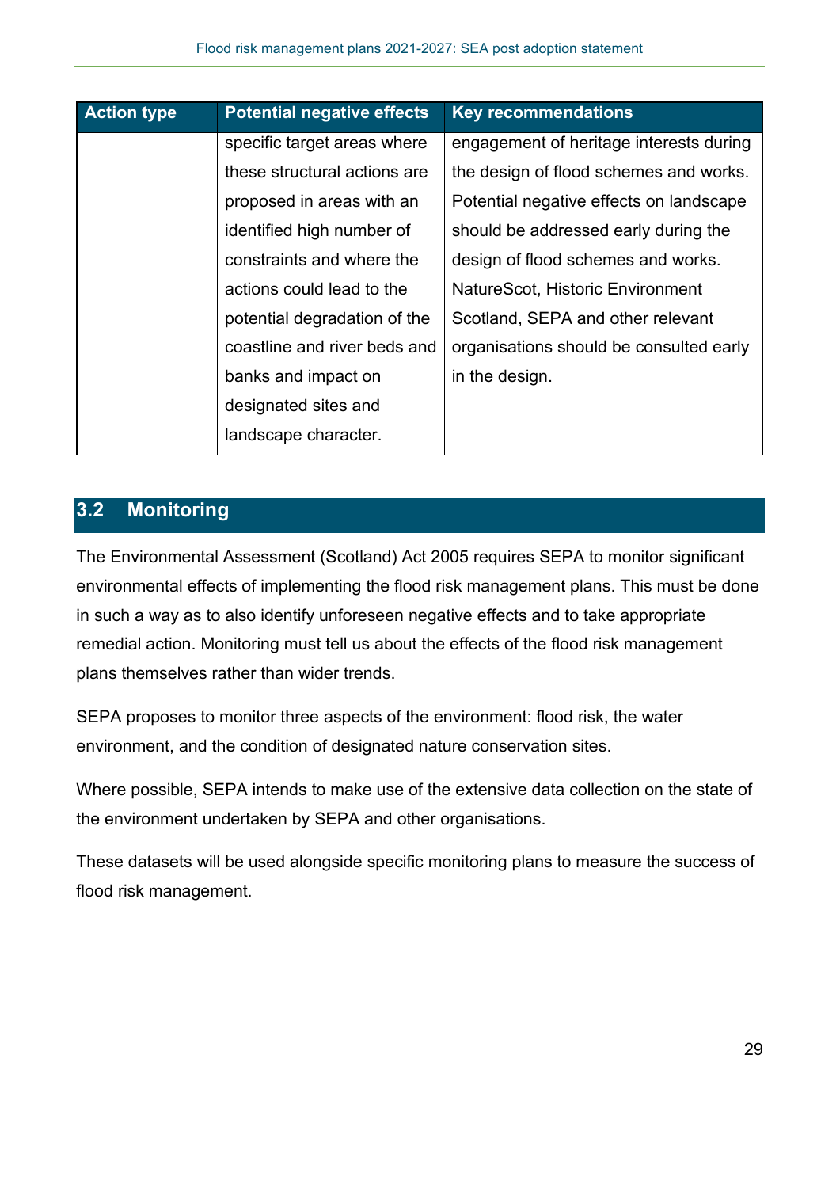| Action type | Potential negative effects | Key recommendations |
|---|---|---|
| | specific target areas where these structural actions are proposed in areas with an identified high number of constraints and where the actions could lead to the potential degradation of the coastline and river beds and banks and impact on designated sites and landscape character. | engagement of heritage interests during the design of flood schemes and works. Potential negative effects on landscape should be addressed early during the design of flood schemes and works. NatureScot, Historic Environment Scotland, SEPA and other relevant organisations should be consulted early in the design. |

## 3.2 Monitoring

The Environmental Assessment (Scotland) Act 2005 requires SEPA to monitor significant environmental effects of implementing the flood risk management plans. This must be done in such a way as to also identify unforeseen negative effects and to take appropriate remedial action. Monitoring must tell us about the effects of the flood risk management plans themselves rather than wider trends.

SEPA proposes to monitor three aspects of the environment: flood risk, the water environment, and the condition of designated nature conservation sites.

Where possible, SEPA intends to make use of the extensive data collection on the state of the environment undertaken by SEPA and other organisations.

These datasets will be used alongside specific monitoring plans to measure the success of flood risk management.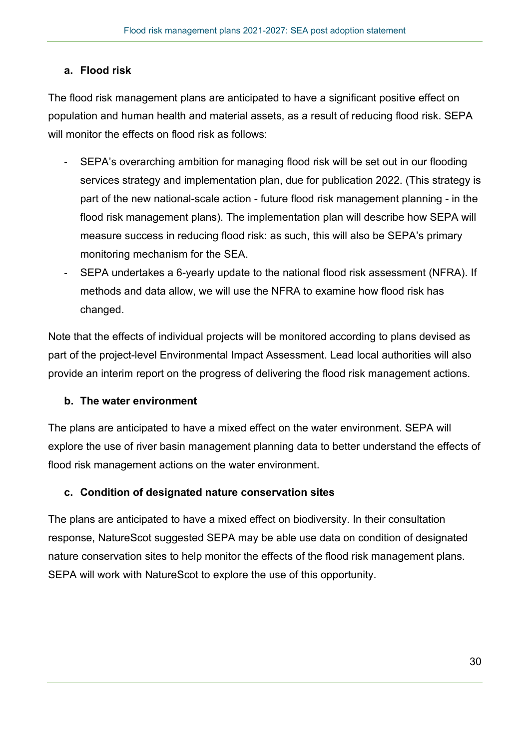### a. Flood risk

The flood risk management plans are anticipated to have a significant positive effect on population and human health and material assets, as a result of reducing flood risk. SEPA will monitor the effects on flood risk as follows:

- SEPA's overarching ambition for managing flood risk will be set out in our flooding services strategy and implementation plan, due for publication 2022. (This strategy is part of the new national-scale action - future flood risk management planning - in the flood risk management plans). The implementation plan will describe how SEPA will measure success in reducing flood risk: as such, this will also be SEPA's primary monitoring mechanism for the SEA.
- SEPA undertakes a 6-yearly update to the national flood risk assessment (NFRA). If methods and data allow, we will use the NFRA to examine how flood risk has changed.

Note that the effects of individual projects will be monitored according to plans devised as part of the project-level Environmental Impact Assessment. Lead local authorities will also provide an interim report on the progress of delivering the flood risk management actions.

### b. The water environment

The plans are anticipated to have a mixed effect on the water environment. SEPA will explore the use of river basin management planning data to better understand the effects of flood risk management actions on the water environment.

### c. Condition of designated nature conservation sites

The plans are anticipated to have a mixed effect on biodiversity. In their consultation response, NatureScot suggested SEPA may be able use data on condition of designated nature conservation sites to help monitor the effects of the flood risk management plans. SEPA will work with NatureScot to explore the use of this opportunity.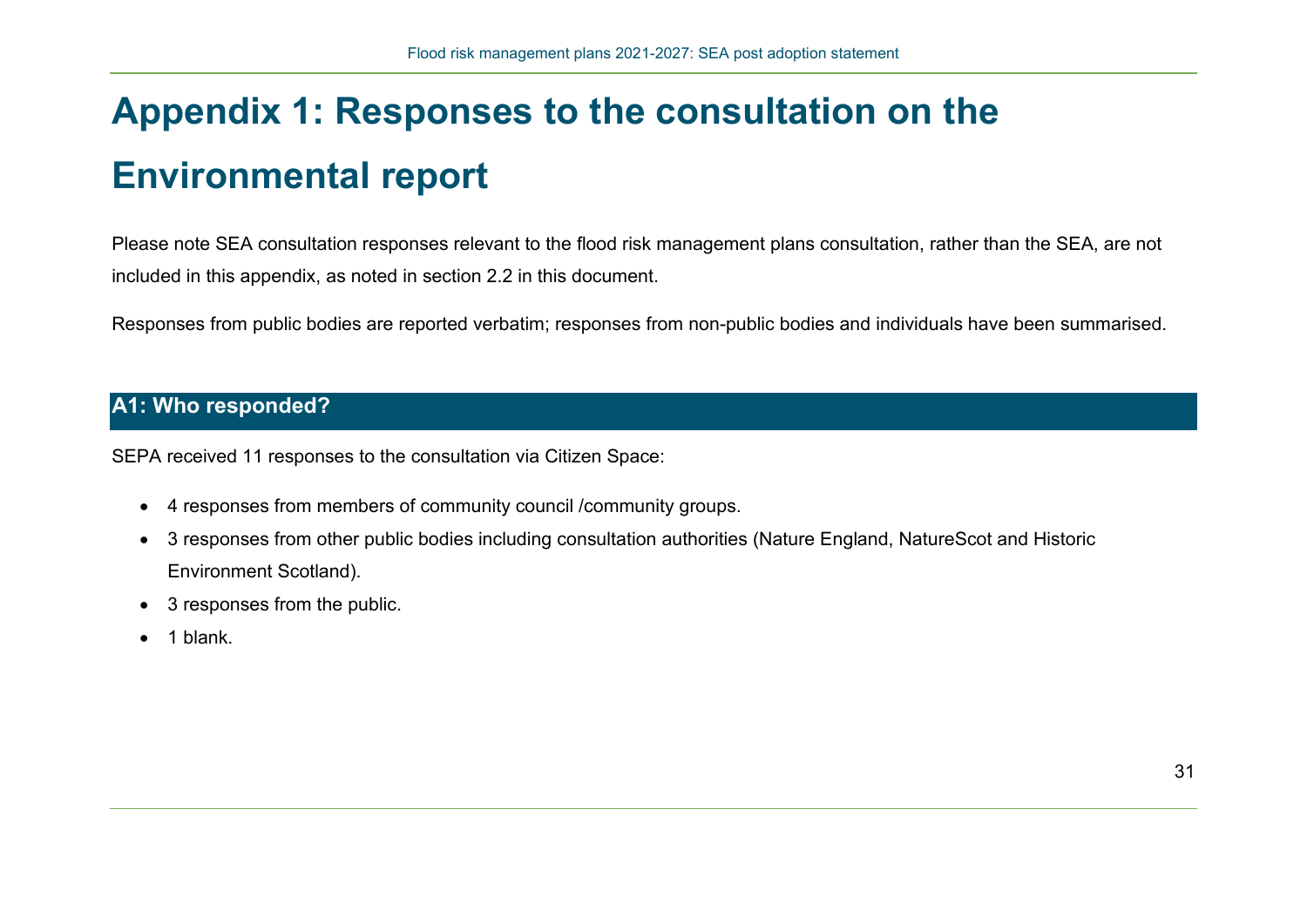# Appendix 1: Responses to the consultation on the Environmental report

Please note SEA consultation responses relevant to the flood risk management plans consultation, rather than the SEA, are not included in this appendix, as noted in section 2.2 in this document.

Responses from public bodies are reported verbatim; responses from non-public bodies and individuals have been summarised.

## A1: Who responded?

SEPA received 11 responses to the consultation via Citizen Space:

- 4 responses from members of community council /community groups.
- 3 responses from other public bodies including consultation authorities (Nature England, NatureScot and Historic Environment Scotland).
- 3 responses from the public.
- 1 blank.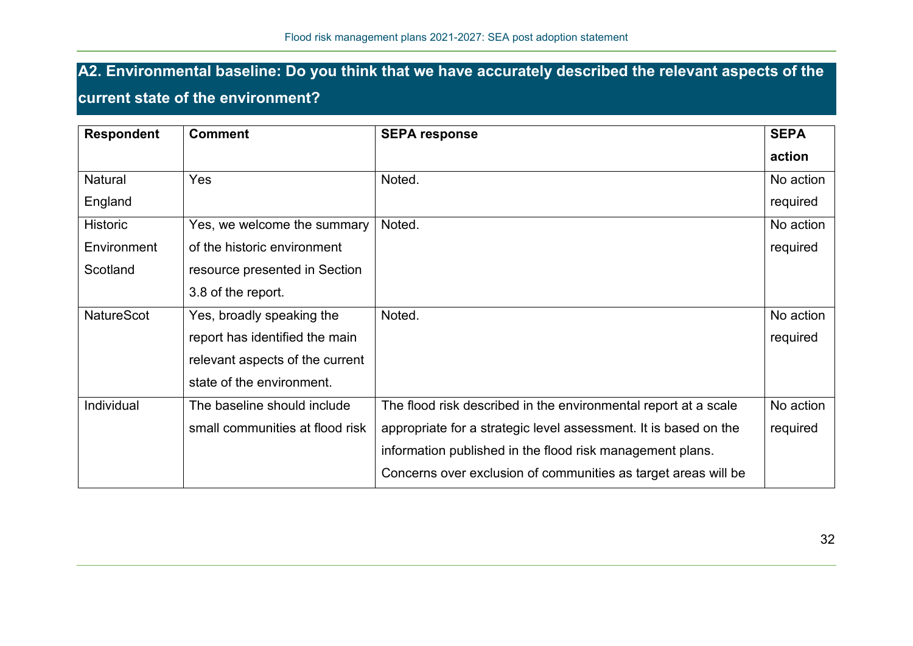## A2. Environmental baseline: Do you think that we have accurately described the relevant aspects of the current state of the environment?

| Respondent | Comment | SEPA response | SEPA action |
|---|---|---|---|
| Natural England | Yes | Noted. | No action required |
| Historic Environment Scotland | Yes, we welcome the summary of the historic environment resource presented in Section 3.8 of the report. | Noted. | No action required |
| NatureScot | Yes, broadly speaking the report has identified the main relevant aspects of the current state of the environment. | Noted. | No action required |
| Individual | The baseline should include small communities at flood risk | The flood risk described in the environmental report at a scale appropriate for a strategic level assessment. It is based on the information published in the flood risk management plans. Concerns over exclusion of communities as target areas will be | No action required |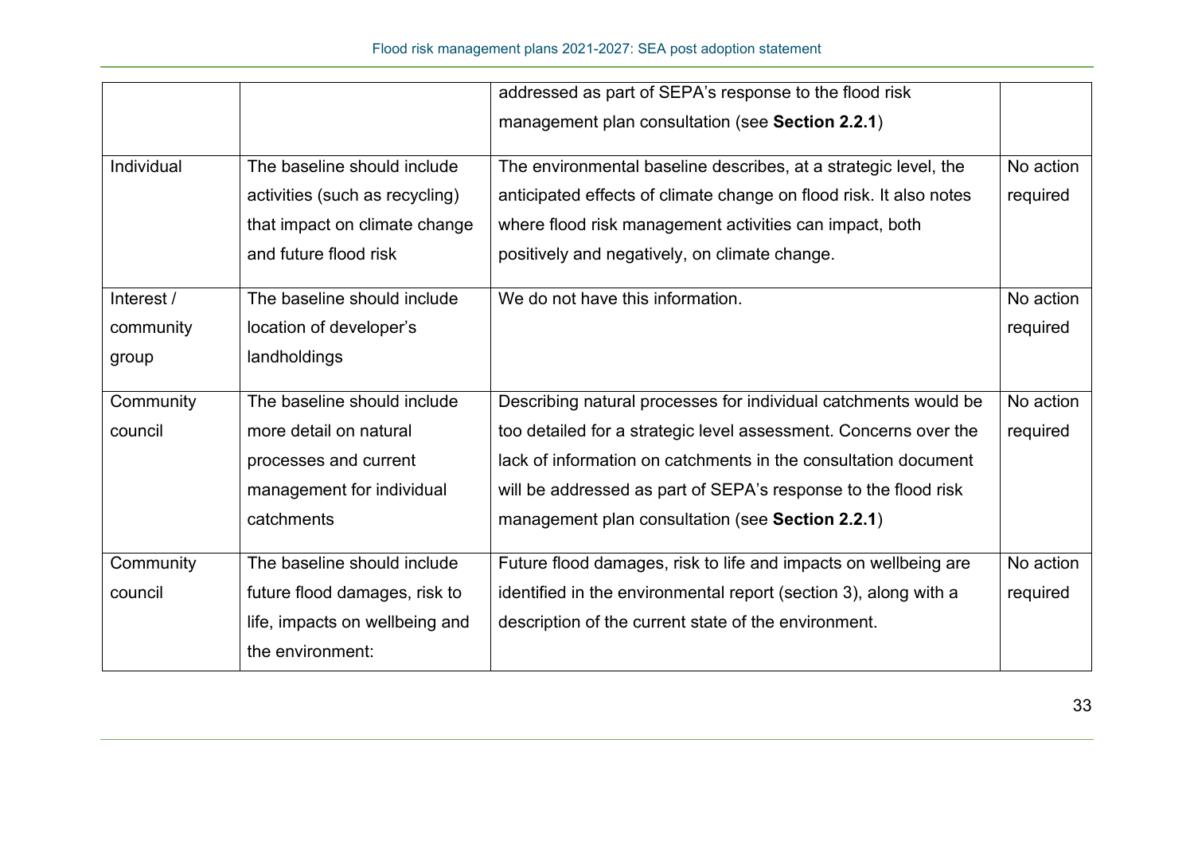| | | | |
|---|---|---|---|
| | | addressed as part of SEPA's response to the flood risk management plan consultation (see **Section 2.2.1**) | |
| Individual | The baseline should include activities (such as recycling) that impact on climate change and future flood risk | The environmental baseline describes, at a strategic level, the anticipated effects of climate change on flood risk. It also notes where flood risk management activities can impact, both positively and negatively, on climate change. | No action required |
| Interest / community group | The baseline should include location of developer's landholdings | We do not have this information. | No action required |
| Community council | The baseline should include more detail on natural processes and current management for individual catchments | Describing natural processes for individual catchments would be too detailed for a strategic level assessment. Concerns over the lack of information on catchments in the consultation document will be addressed as part of SEPA's response to the flood risk management plan consultation (see **Section 2.2.1**) | No action required |
| Community council | The baseline should include future flood damages, risk to life, impacts on wellbeing and the environment: | Future flood damages, risk to life and impacts on wellbeing are identified in the environmental report (section 3), along with a description of the current state of the environment. | No action required |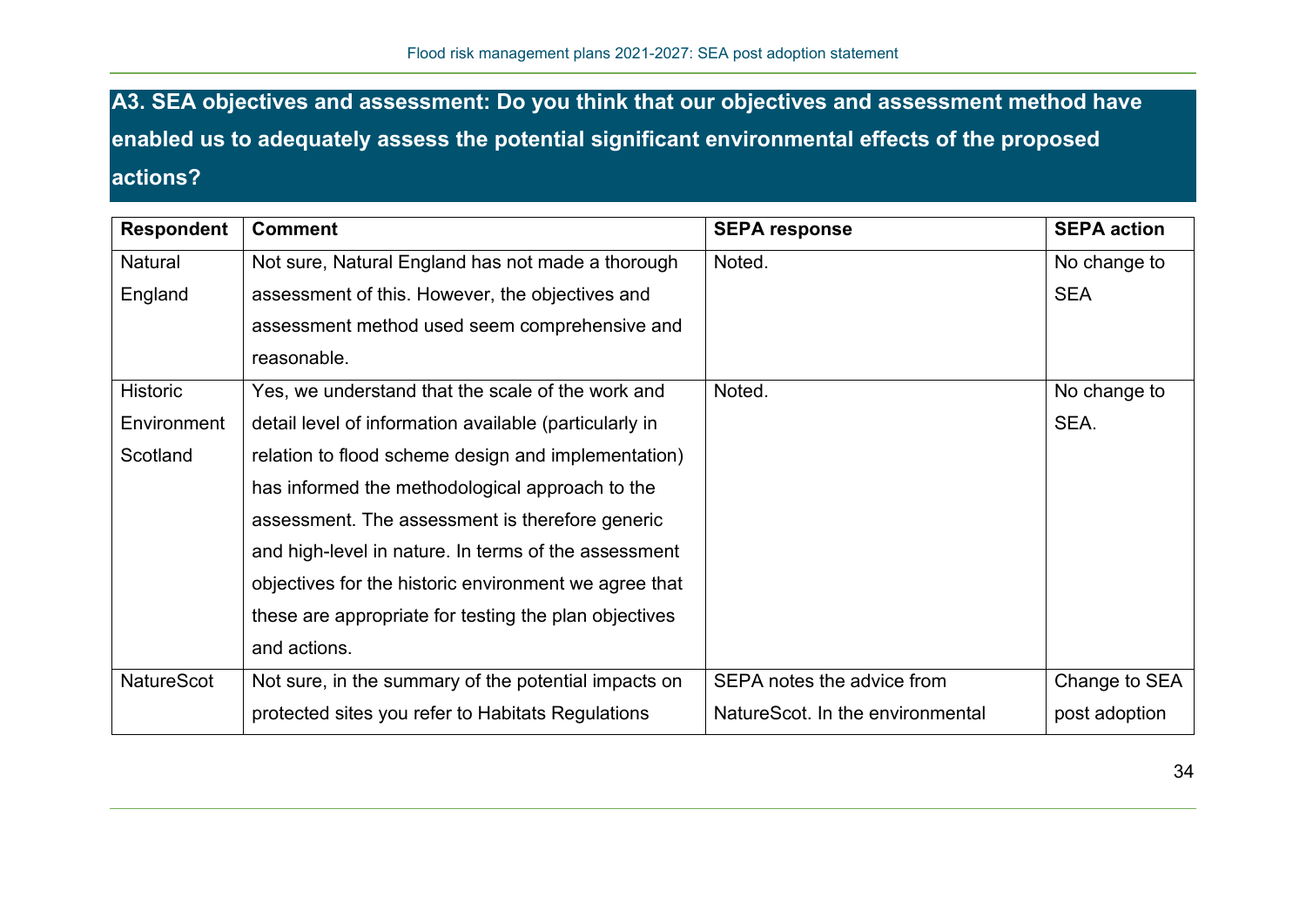## A3. SEA objectives and assessment: Do you think that our objectives and assessment method have enabled us to adequately assess the potential significant environmental effects of the proposed actions?

| Respondent | Comment | SEPA response | SEPA action |
|---|---|---|---|
| Natural England | Not sure, Natural England has not made a thorough assessment of this. However, the objectives and assessment method used seem comprehensive and reasonable. | Noted. | No change to SEA |
| Historic Environment Scotland | Yes, we understand that the scale of the work and detail level of information available (particularly in relation to flood scheme design and implementation) has informed the methodological approach to the assessment. The assessment is therefore generic and high-level in nature. In terms of the assessment objectives for the historic environment we agree that these are appropriate for testing the plan objectives and actions. | Noted. | No change to SEA. |
| NatureScot | Not sure, in the summary of the potential impacts on protected sites you refer to Habitats Regulations | SEPA notes the advice from NatureScot. In the environmental | Change to SEA post adoption |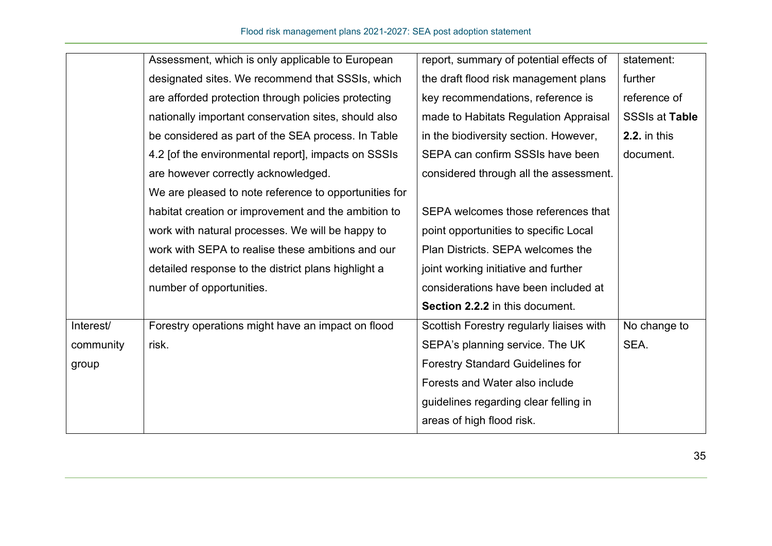| | | | |
|---|---|---|---|
| | Assessment, which is only applicable to European designated sites. We recommend that SSSIs, which are afforded protection through policies protecting nationally important conservation sites, should also be considered as part of the SEA process. In Table 4.2 [of the environmental report], impacts on SSSIs are however correctly acknowledged.<br>We are pleased to note reference to opportunities for habitat creation or improvement and the ambition to work with natural processes. We will be happy to work with SEPA to realise these ambitions and our detailed response to the district plans highlight a number of opportunities. | report, summary of potential effects of the draft flood risk management plans key recommendations, reference is made to Habitats Regulation Appraisal in the biodiversity section. However, SEPA can confirm SSSIs have been considered through all the assessment.<br><br>SEPA welcomes those references that point opportunities to specific Local Plan Districts. SEPA welcomes the joint working initiative and further considerations have been included at **Section 2.2.2** in this document. | statement: further reference of SSSIs at **Table 2.2.** in this document. |
| Interest/ community group | Forestry operations might have an impact on flood risk. | Scottish Forestry regularly liaises with SEPA's planning service. The UK Forestry Standard Guidelines for Forests and Water also include guidelines regarding clear felling in areas of high flood risk. | No change to SEA. |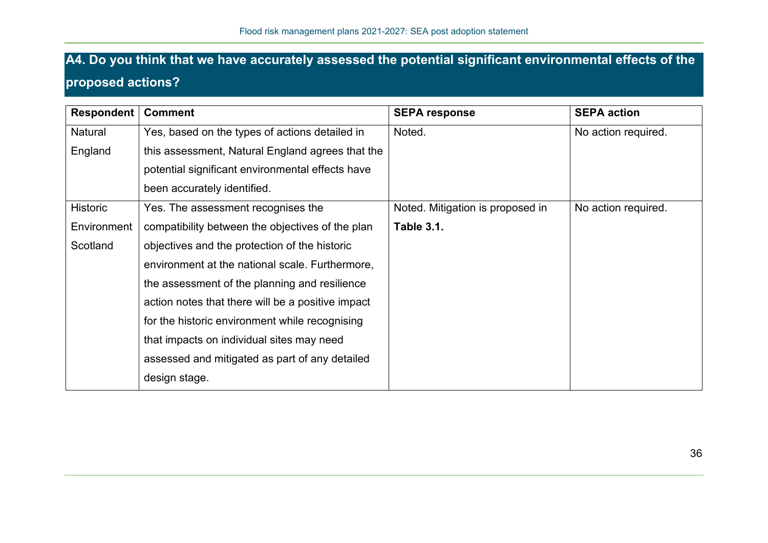## A4. Do you think that we have accurately assessed the potential significant environmental effects of the proposed actions?

| Respondent | Comment | SEPA response | SEPA action |
|---|---|---|---|
| Natural England | Yes, based on the types of actions detailed in this assessment, Natural England agrees that the potential significant environmental effects have been accurately identified. | Noted. | No action required. |
| Historic Environment Scotland | Yes. The assessment recognises the compatibility between the objectives of the plan objectives and the protection of the historic environment at the national scale. Furthermore, the assessment of the planning and resilience action notes that there will be a positive impact for the historic environment while recognising that impacts on individual sites may need assessed and mitigated as part of any detailed design stage. | Noted. Mitigation is proposed in **Table 3.1.** | No action required. |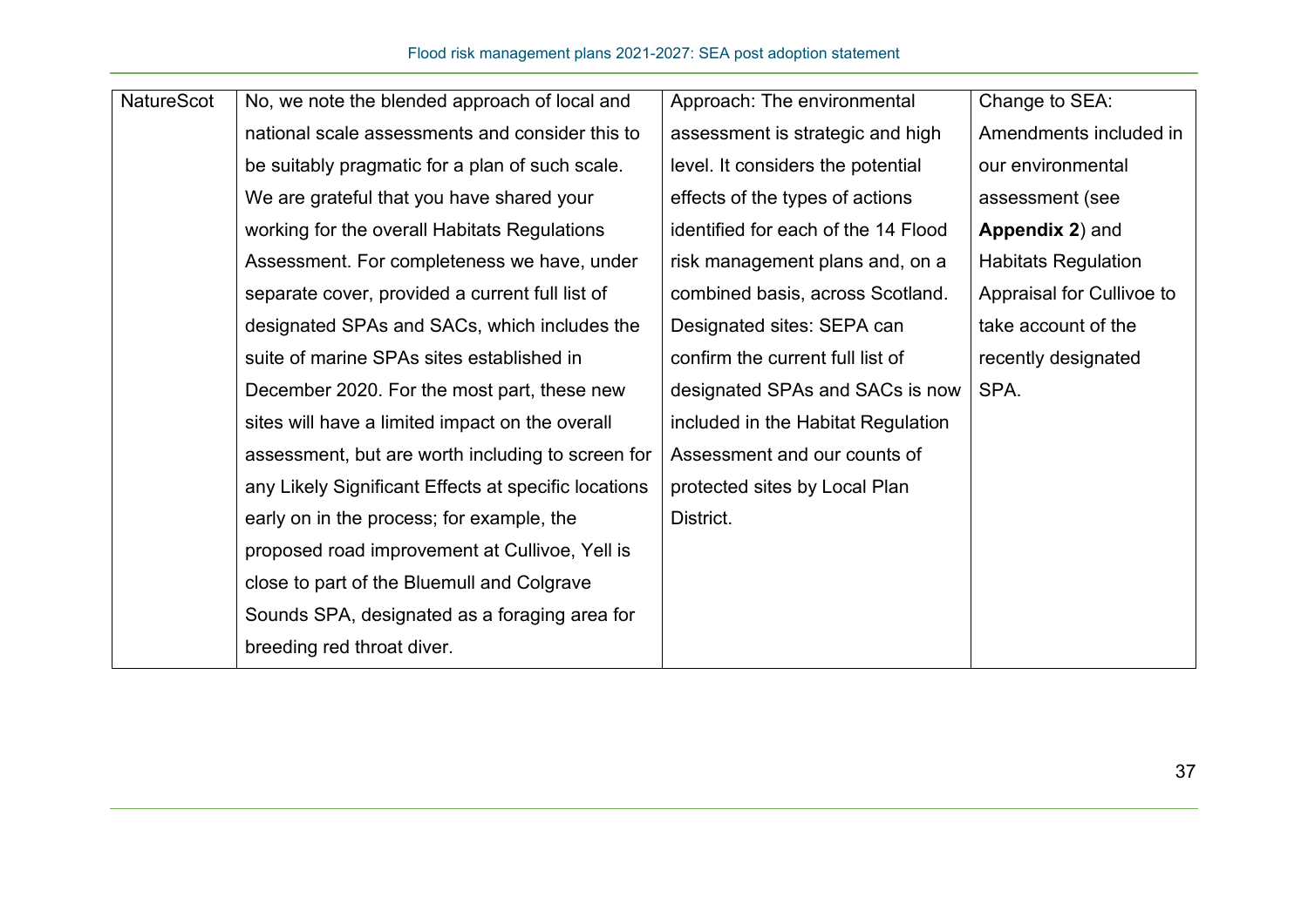| | | | |
|---|---|---|---|
| NatureScot | No, we note the blended approach of local and national scale assessments and consider this to be suitably pragmatic for a plan of such scale. We are grateful that you have shared your working for the overall Habitats Regulations Assessment. For completeness we have, under separate cover, provided a current full list of designated SPAs and SACs, which includes the suite of marine SPAs sites established in December 2020. For the most part, these new sites will have a limited impact on the overall assessment, but are worth including to screen for any Likely Significant Effects at specific locations early on in the process; for example, the proposed road improvement at Cullivoe, Yell is close to part of the Bluemull and Colgrave Sounds SPA, designated as a foraging area for breeding red throat diver. | Approach: The environmental assessment is strategic and high level. It considers the potential effects of the types of actions identified for each of the 14 Flood risk management plans and, on a combined basis, across Scotland. Designated sites: SEPA can confirm the current full list of designated SPAs and SACs is now included in the Habitat Regulation Assessment and our counts of protected sites by Local Plan District. | Change to SEA: Amendments included in our environmental assessment (see **Appendix 2**) and Habitats Regulation Appraisal for Cullivoe to take account of the recently designated SPA. |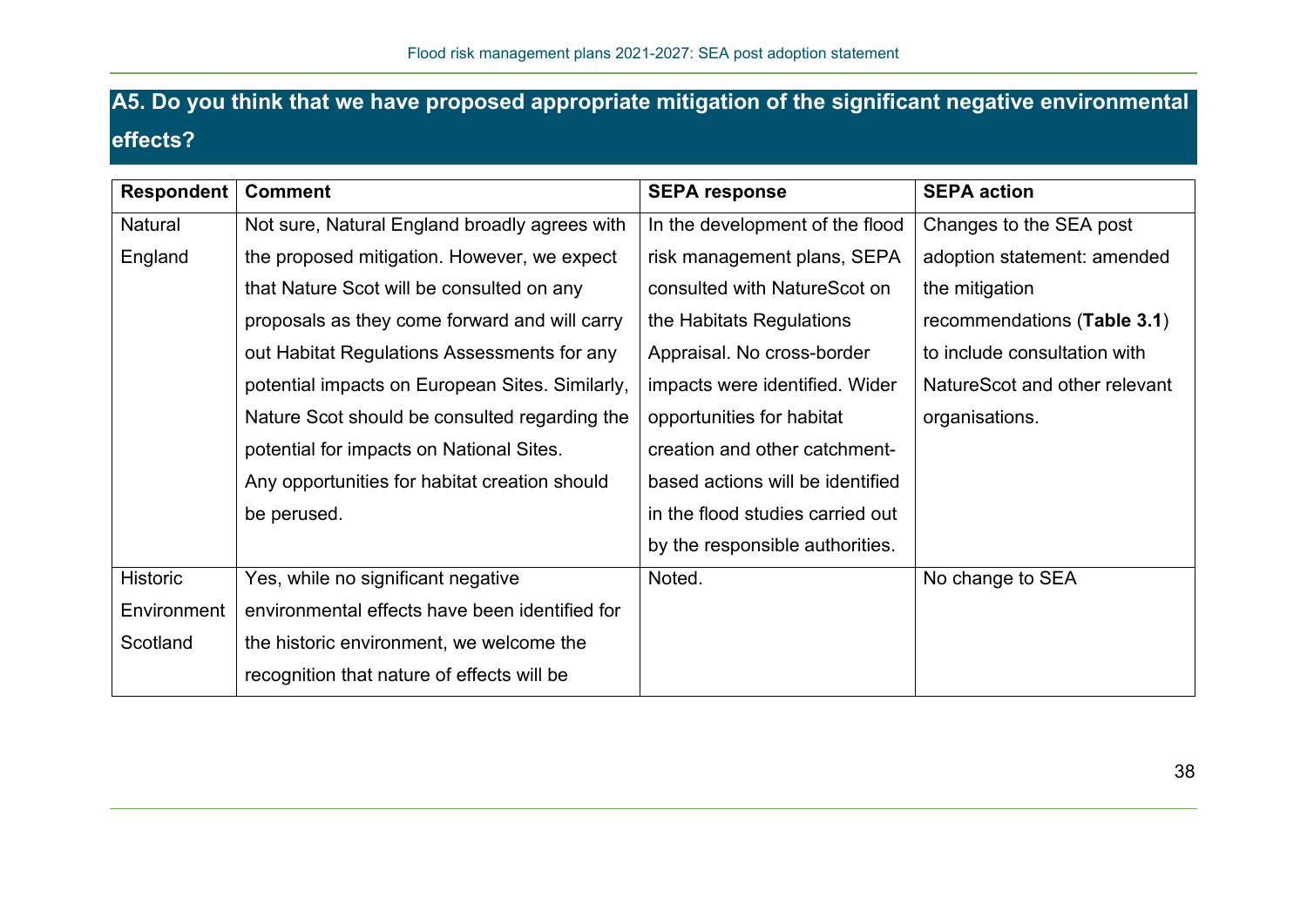## A5. Do you think that we have proposed appropriate mitigation of the significant negative environmental effects?

| Respondent | Comment | SEPA response | SEPA action |
|---|---|---|---|
| Natural England | Not sure, Natural England broadly agrees with the proposed mitigation. However, we expect that Nature Scot will be consulted on any proposals as they come forward and will carry out Habitat Regulations Assessments for any potential impacts on European Sites. Similarly, Nature Scot should be consulted regarding the potential for impacts on National Sites. Any opportunities for habitat creation should be perused. | In the development of the flood risk management plans, SEPA consulted with NatureScot on the Habitats Regulations Appraisal. No cross-border impacts were identified. Wider opportunities for habitat creation and other catchment-based actions will be identified in the flood studies carried out by the responsible authorities. | Changes to the SEA post adoption statement: amended the mitigation recommendations (**Table 3.1**) to include consultation with NatureScot and other relevant organisations. |
| Historic Environment Scotland | Yes, while no significant negative environmental effects have been identified for the historic environment, we welcome the recognition that nature of effects will be | Noted. | No change to SEA |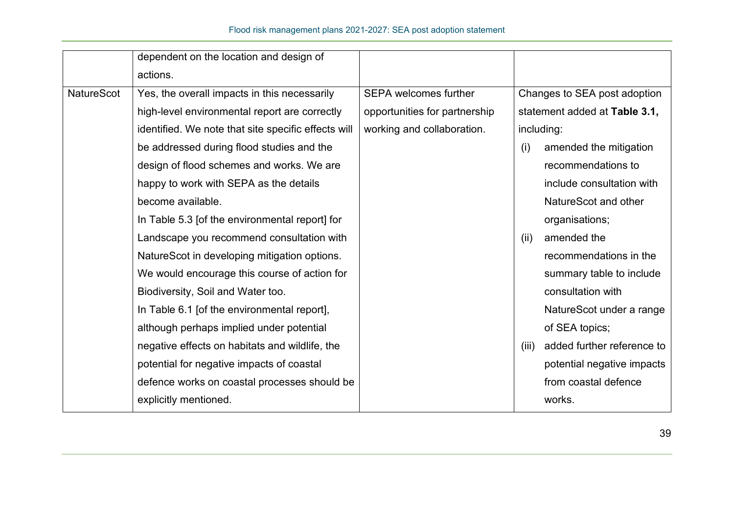| | | | |
|---|---|---|---|
| | dependent on the location and design of actions. | | |
| NatureScot | Yes, the overall impacts in this necessarily high-level environmental report are correctly identified. We note that site specific effects will be addressed during flood studies and the design of flood schemes and works. We are happy to work with SEPA as the details become available.<br>In Table 5.3 [of the environmental report] for Landscape you recommend consultation with NatureScot in developing mitigation options. We would encourage this course of action for Biodiversity, Soil and Water too.<br>In Table 6.1 [of the environmental report], although perhaps implied under potential negative effects on habitats and wildlife, the potential for negative impacts of coastal defence works on coastal processes should be explicitly mentioned. | SEPA welcomes further opportunities for partnership working and collaboration. | Changes to SEA post adoption statement added at **Table 3.1,** including:<br>(i) amended the mitigation recommendations to include consultation with NatureScot and other organisations;<br>(ii) amended the recommendations in the summary table to include consultation with NatureScot under a range of SEA topics;<br>(iii) added further reference to potential negative impacts from coastal defence works. |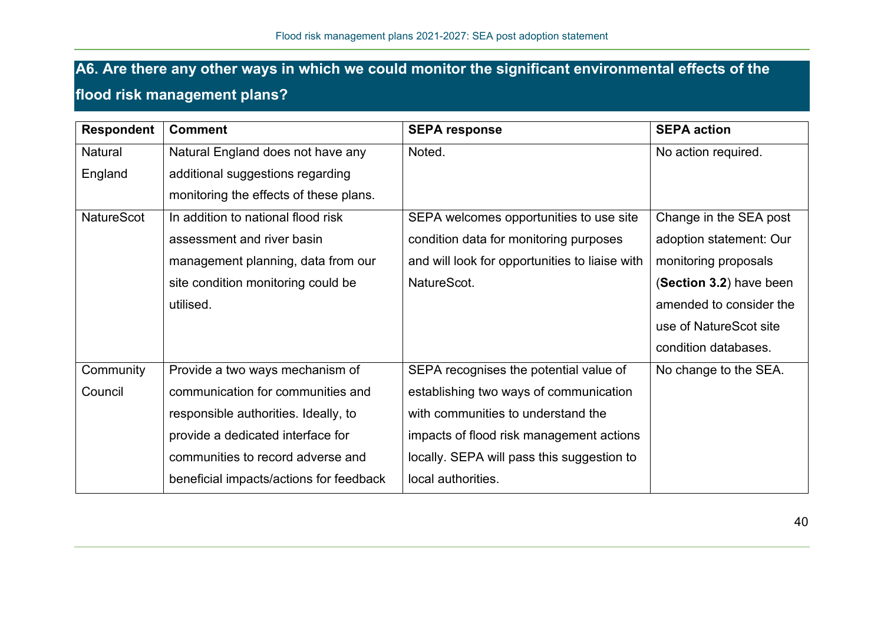## A6. Are there any other ways in which we could monitor the significant environmental effects of the flood risk management plans?

| Respondent | Comment | SEPA response | SEPA action |
|---|---|---|---|
| Natural England | Natural England does not have any additional suggestions regarding monitoring the effects of these plans. | Noted. | No action required. |
| NatureScot | In addition to national flood risk assessment and river basin management planning, data from our site condition monitoring could be utilised. | SEPA welcomes opportunities to use site condition data for monitoring purposes and will look for opportunities to liaise with NatureScot. | Change in the SEA post adoption statement: Our monitoring proposals (**Section 3.2**) have been amended to consider the use of NatureScot site condition databases. |
| Community Council | Provide a two ways mechanism of communication for communities and responsible authorities. Ideally, to provide a dedicated interface for communities to record adverse and beneficial impacts/actions for feedback | SEPA recognises the potential value of establishing two ways of communication with communities to understand the impacts of flood risk management actions locally. SEPA will pass this suggestion to local authorities. | No change to the SEA. |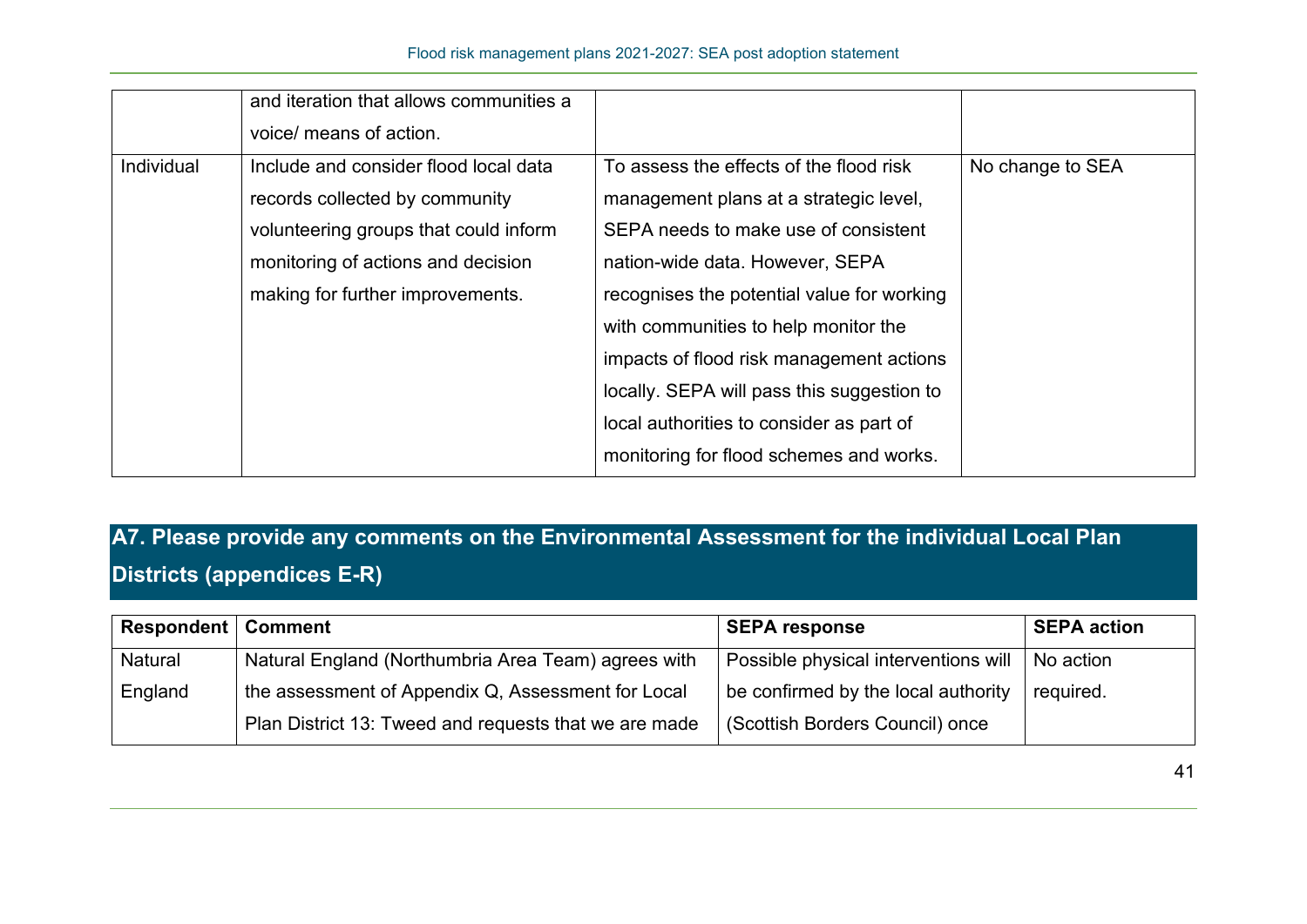| | | | |
|---|---|---|---|
| | and iteration that allows communities a voice/ means of action. | | |
| Individual | Include and consider flood local data records collected by community volunteering groups that could inform monitoring of actions and decision making for further improvements. | To assess the effects of the flood risk management plans at a strategic level, SEPA needs to make use of consistent nation-wide data. However, SEPA recognises the potential value for working with communities to help monitor the impacts of flood risk management actions locally. SEPA will pass this suggestion to local authorities to consider as part of monitoring for flood schemes and works. | No change to SEA |

## A7. Please provide any comments on the Environmental Assessment for the individual Local Plan Districts (appendices E-R)

| Respondent | Comment | SEPA response | SEPA action |
|---|---|---|---|
| Natural England | Natural England (Northumbria Area Team) agrees with the assessment of Appendix Q, Assessment for Local Plan District 13: Tweed and requests that we are made | Possible physical interventions will be confirmed by the local authority (Scottish Borders Council) once | No action required. |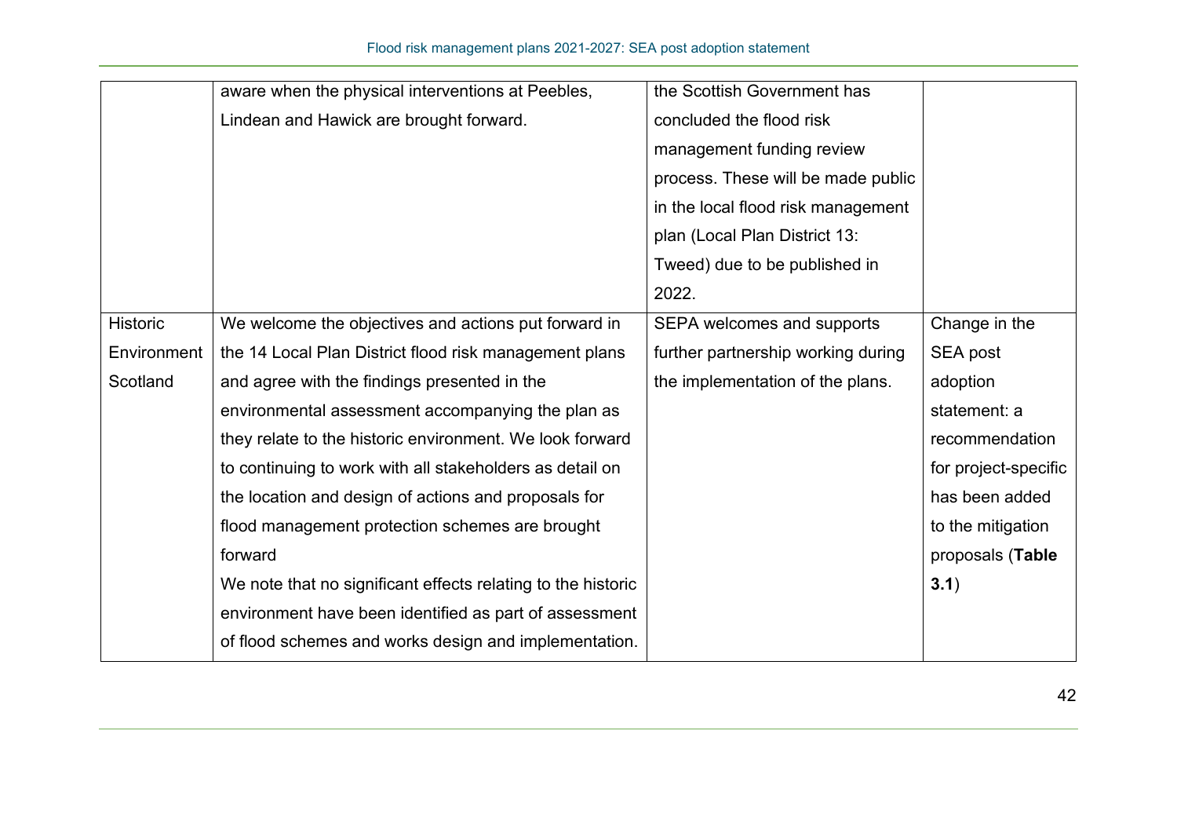| | | | |
|---|---|---|---|
| | aware when the physical interventions at Peebles, Lindean and Hawick are brought forward. | the Scottish Government has concluded the flood risk management funding review process. These will be made public in the local flood risk management plan (Local Plan District 13: Tweed) due to be published in 2022. | |
| Historic Environment Scotland | We welcome the objectives and actions put forward in the 14 Local Plan District flood risk management plans and agree with the findings presented in the environmental assessment accompanying the plan as they relate to the historic environment. We look forward to continuing to work with all stakeholders as detail on the location and design of actions and proposals for flood management protection schemes are brought forward<br>We note that no significant effects relating to the historic environment have been identified as part of assessment of flood schemes and works design and implementation. | SEPA welcomes and supports further partnership working during the implementation of the plans. | Change in the SEA post adoption statement: a recommendation for project-specific has been added to the mitigation proposals (**Table 3.1**) |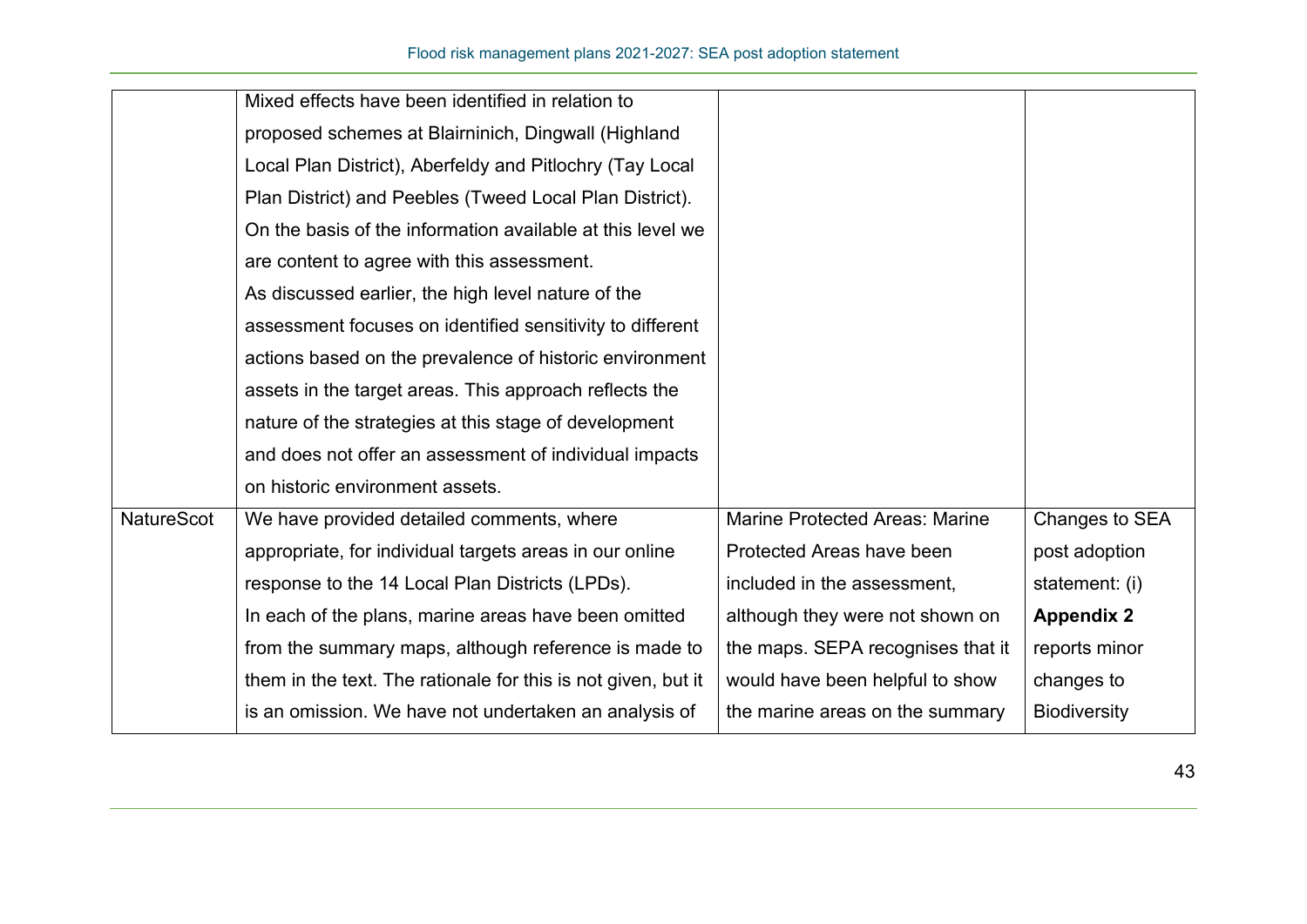| | | | |
|---|---|---|---|
| | Mixed effects have been identified in relation to proposed schemes at Blairninich, Dingwall (Highland Local Plan District), Aberfeldy and Pitlochry (Tay Local Plan District) and Peebles (Tweed Local Plan District). On the basis of the information available at this level we are content to agree with this assessment. As discussed earlier, the high level nature of the assessment focuses on identified sensitivity to different actions based on the prevalence of historic environment assets in the target areas. This approach reflects the nature of the strategies at this stage of development and does not offer an assessment of individual impacts on historic environment assets. | | |
| NatureScot | We have provided detailed comments, where appropriate, for individual targets areas in our online response to the 14 Local Plan Districts (LPDs). In each of the plans, marine areas have been omitted from the summary maps, although reference is made to them in the text. The rationale for this is not given, but it is an omission. We have not undertaken an analysis of | Marine Protected Areas: Marine Protected Areas have been included in the assessment, although they were not shown on the maps. SEPA recognises that it would have been helpful to show the marine areas on the summary | Changes to SEA post adoption statement: (i) **Appendix 2** reports minor changes to Biodiversity |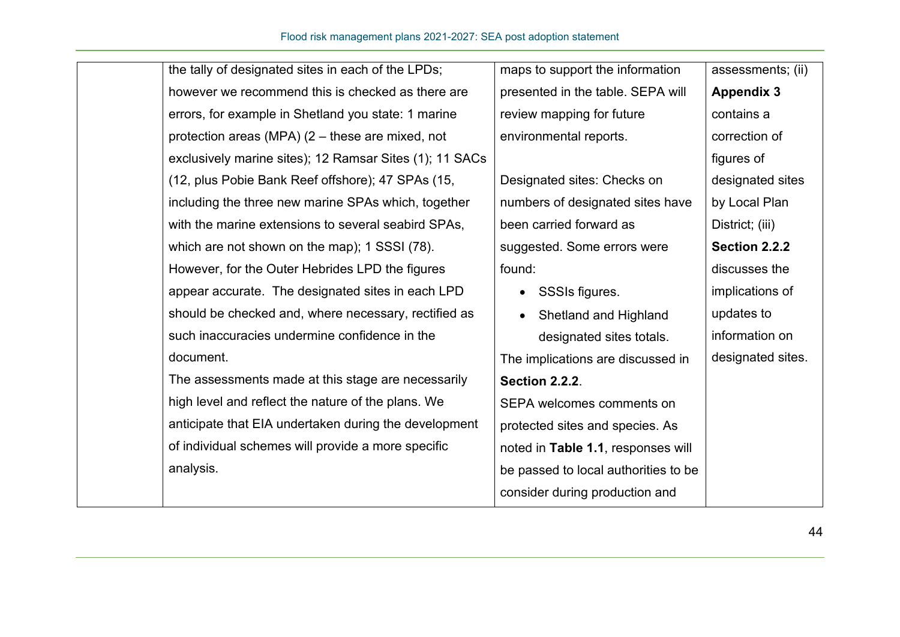|  | the tally of designated sites in each of the LPDs; however we recommend this is checked as there are errors, for example in Shetland you state: 1 marine protection areas (MPA) (2 – these are mixed, not exclusively marine sites); 12 Ramsar Sites (1); 11 SACs (12, plus Pobie Bank Reef offshore); 47 SPAs (15, including the three new marine SPAs which, together with the marine extensions to several seabird SPAs, which are not shown on the map); 1 SSSI (78). However, for the Outer Hebrides LPD the figures appear accurate. The designated sites in each LPD should be checked and, where necessary, rectified as such inaccuracies undermine confidence in the document.<br>The assessments made at this stage are necessarily high level and reflect the nature of the plans. We anticipate that EIA undertaken during the development of individual schemes will provide a more specific analysis. | maps to support the information presented in the table. SEPA will review mapping for future environmental reports.<br><br>Designated sites: Checks on numbers of designated sites have been carried forward as suggested. Some errors were found:<br>• SSSIs figures.<br>• Shetland and Highland designated sites totals.<br>The implications are discussed in **Section 2.2.2**.<br>SEPA welcomes comments on protected sites and species. As noted in **Table 1.1**, responses will be passed to local authorities to be consider during production and | assessments; (ii) **Appendix 3** contains a correction of figures of designated sites by Local Plan District; (iii) **Section 2.2.2** discusses the implications of updates to information on designated sites. |
|---|---|---|---|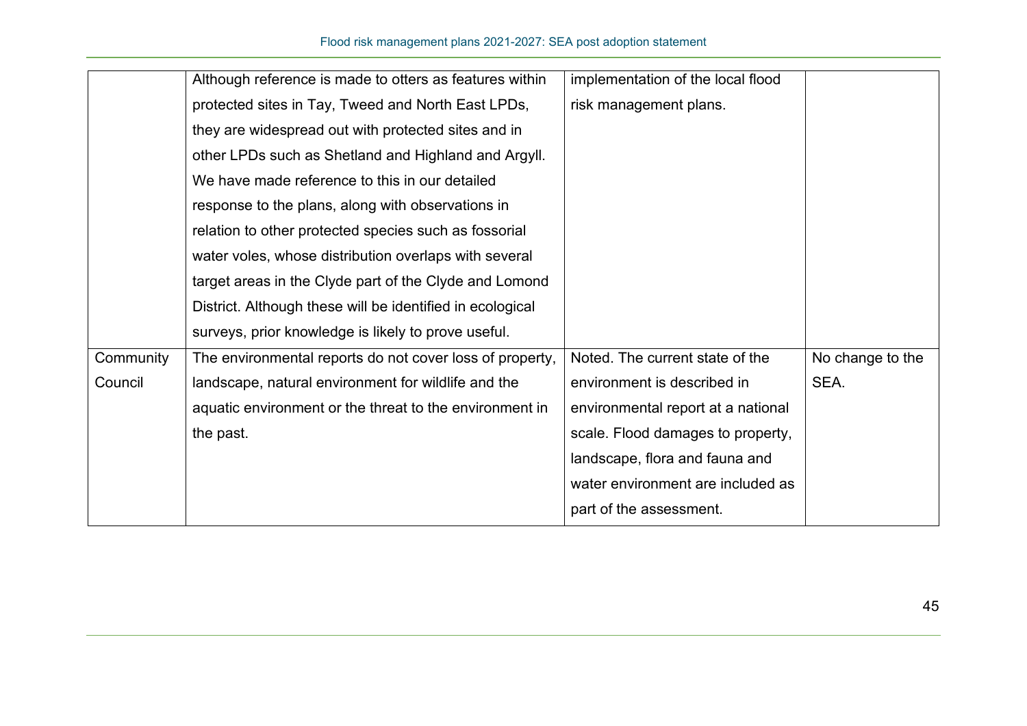| | | | |
|---|---|---|---|
| | Although reference is made to otters as features within protected sites in Tay, Tweed and North East LPDs, they are widespread out with protected sites and in other LPDs such as Shetland and Highland and Argyll. We have made reference to this in our detailed response to the plans, along with observations in relation to other protected species such as fossorial water voles, whose distribution overlaps with several target areas in the Clyde part of the Clyde and Lomond District. Although these will be identified in ecological surveys, prior knowledge is likely to prove useful. | implementation of the local flood risk management plans. | |
| Community Council | The environmental reports do not cover loss of property, landscape, natural environment for wildlife and the aquatic environment or the threat to the environment in the past. | Noted. The current state of the environment is described in environmental report at a national scale. Flood damages to property, landscape, flora and fauna and water environment are included as part of the assessment. | No change to the SEA. |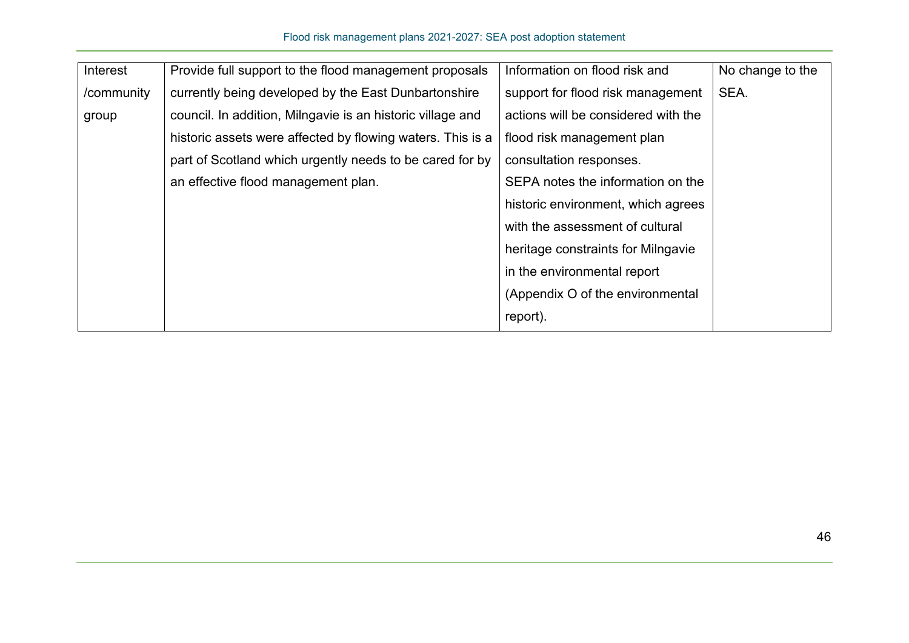| | | | |
|---|---|---|---|
| Interest /community group | Provide full support to the flood management proposals currently being developed by the East Dunbartonshire council. In addition, Milngavie is an historic village and historic assets were affected by flowing waters. This is a part of Scotland which urgently needs to be cared for by an effective flood management plan. | Information on flood risk and support for flood risk management actions will be considered with the flood risk management plan consultation responses. SEPA notes the information on the historic environment, which agrees with the assessment of cultural heritage constraints for Milngavie in the environmental report (Appendix O of the environmental report). | No change to the SEA. |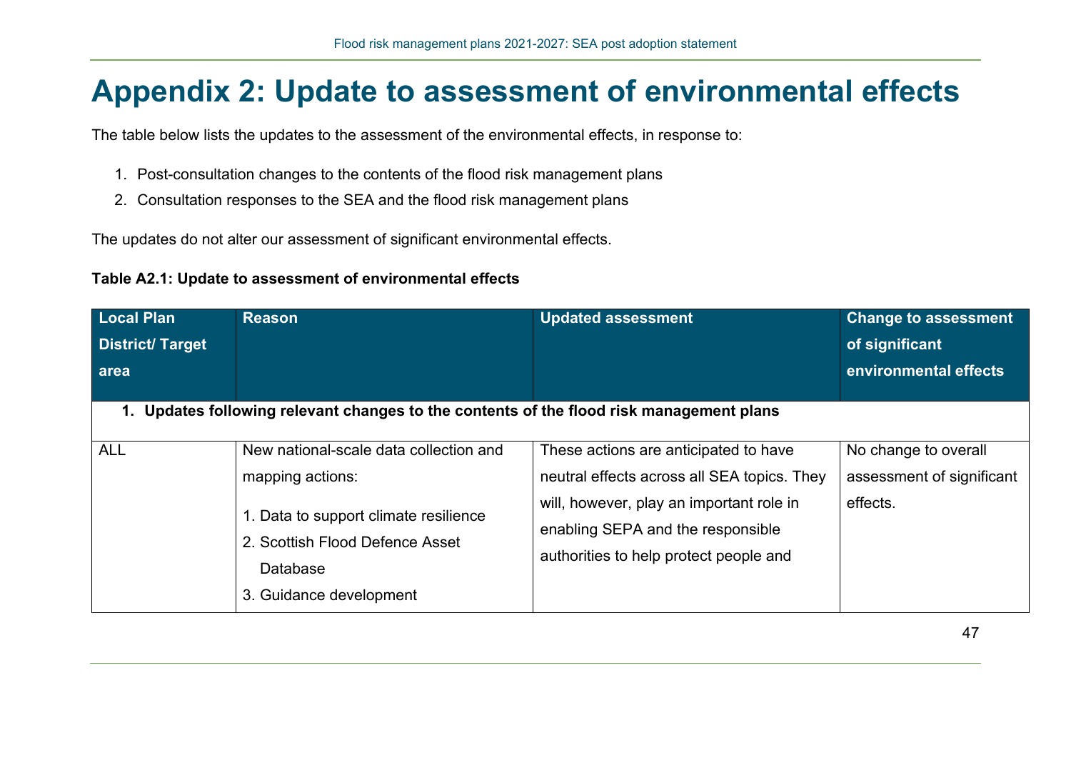# Appendix 2: Update to assessment of environmental effects

The table below lists the updates to the assessment of the environmental effects, in response to:

1. Post-consultation changes to the contents of the flood risk management plans
2. Consultation responses to the SEA and the flood risk management plans

The updates do not alter our assessment of significant environmental effects.

**Table A2.1: Update to assessment of environmental effects**

| Local Plan District/ Target area | Reason | Updated assessment | Change to assessment of significant environmental effects |
|---|---|---|---|
| **1. Updates following relevant changes to the contents of the flood risk management plans** | | | |
| ALL | New national-scale data collection and mapping actions:<br><br>1. Data to support climate resilience<br>2. Scottish Flood Defence Asset Database<br>3. Guidance development | These actions are anticipated to have neutral effects across all SEA topics. They will, however, play an important role in enabling SEPA and the responsible authorities to help protect people and | No change to overall assessment of significant effects. |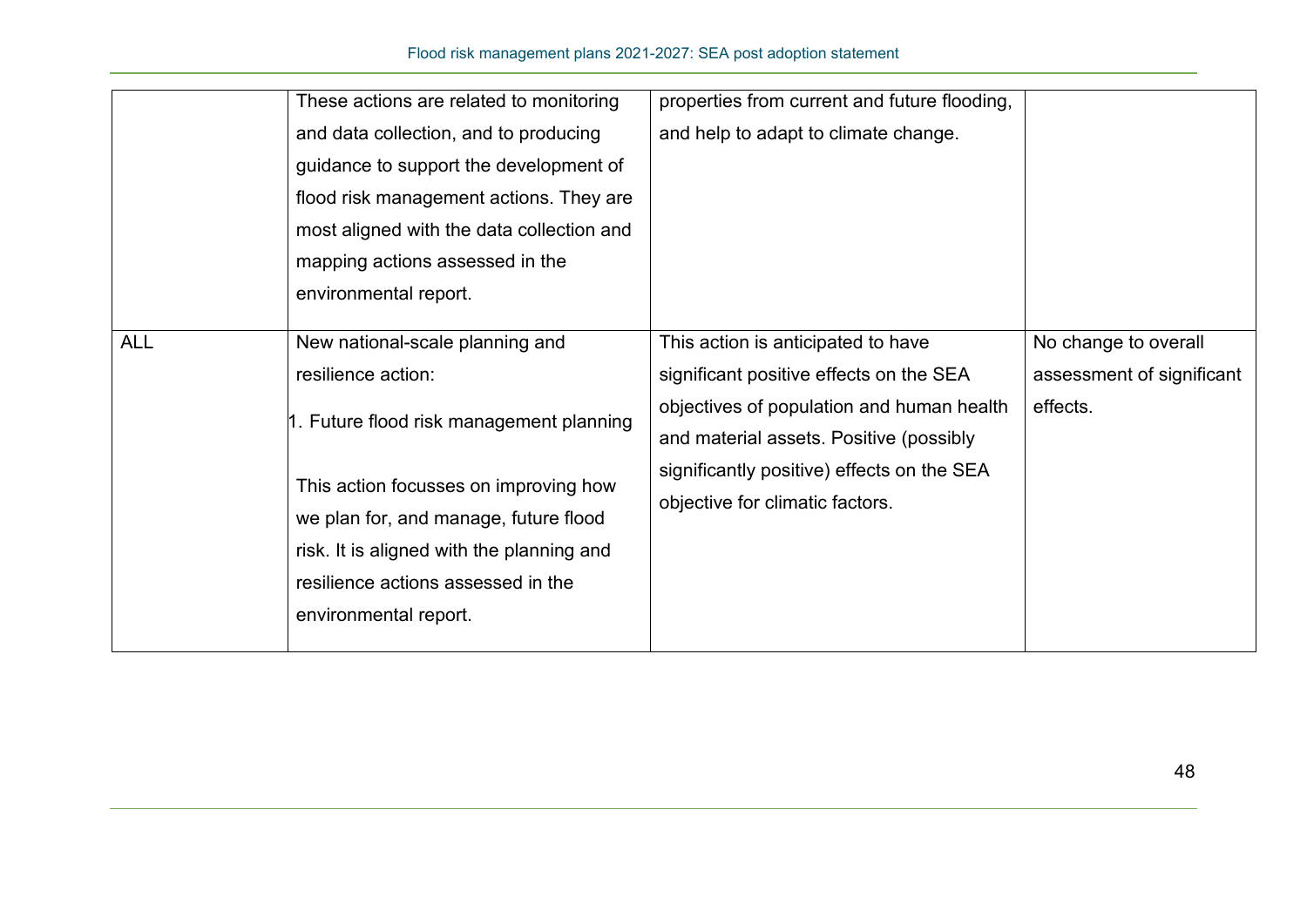| | | | |
|---|---|---|---|
| | These actions are related to monitoring and data collection, and to producing guidance to support the development of flood risk management actions. They are most aligned with the data collection and mapping actions assessed in the environmental report. | properties from current and future flooding, and help to adapt to climate change. | |
| ALL | New national-scale planning and resilience action:<br><br>1. Future flood risk management planning<br><br>This action focusses on improving how we plan for, and manage, future flood risk. It is aligned with the planning and resilience actions assessed in the environmental report. | This action is anticipated to have significant positive effects on the SEA objectives of population and human health and material assets. Positive (possibly significantly positive) effects on the SEA objective for climatic factors. | No change to overall assessment of significant effects. |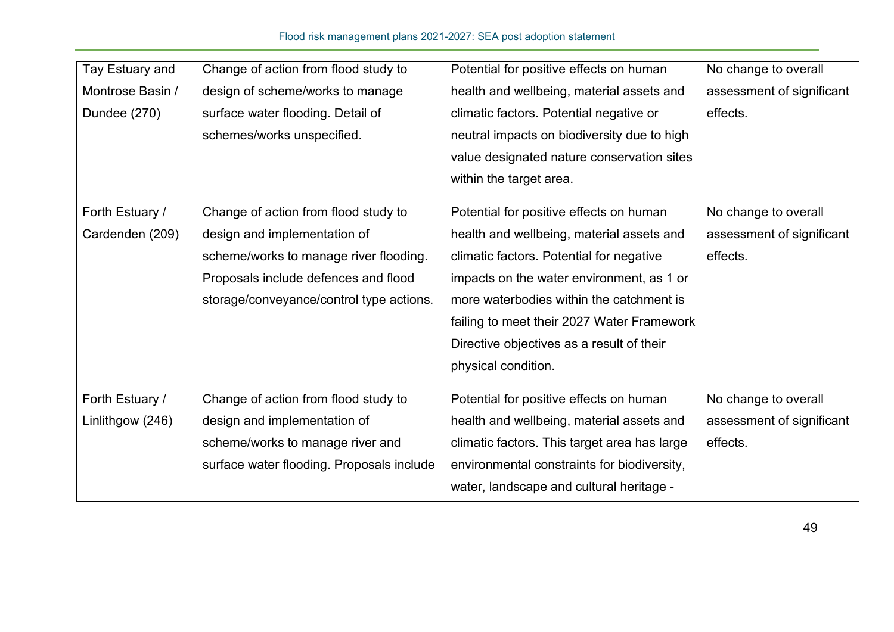| | | | |
|---|---|---|---|
| Tay Estuary and Montrose Basin / Dundee (270) | Change of action from flood study to design of scheme/works to manage surface water flooding. Detail of schemes/works unspecified. | Potential for positive effects on human health and wellbeing, material assets and climatic factors. Potential negative or neutral impacts on biodiversity due to high value designated nature conservation sites within the target area. | No change to overall assessment of significant effects. |
| Forth Estuary / Cardenden (209) | Change of action from flood study to design and implementation of scheme/works to manage river flooding. Proposals include defences and flood storage/conveyance/control type actions. | Potential for positive effects on human health and wellbeing, material assets and climatic factors. Potential for negative impacts on the water environment, as 1 or more waterbodies within the catchment is failing to meet their 2027 Water Framework Directive objectives as a result of their physical condition. | No change to overall assessment of significant effects. |
| Forth Estuary / Linlithgow (246) | Change of action from flood study to design and implementation of scheme/works to manage river and surface water flooding. Proposals include | Potential for positive effects on human health and wellbeing, material assets and climatic factors. This target area has large environmental constraints for biodiversity, water, landscape and cultural heritage - | No change to overall assessment of significant effects. |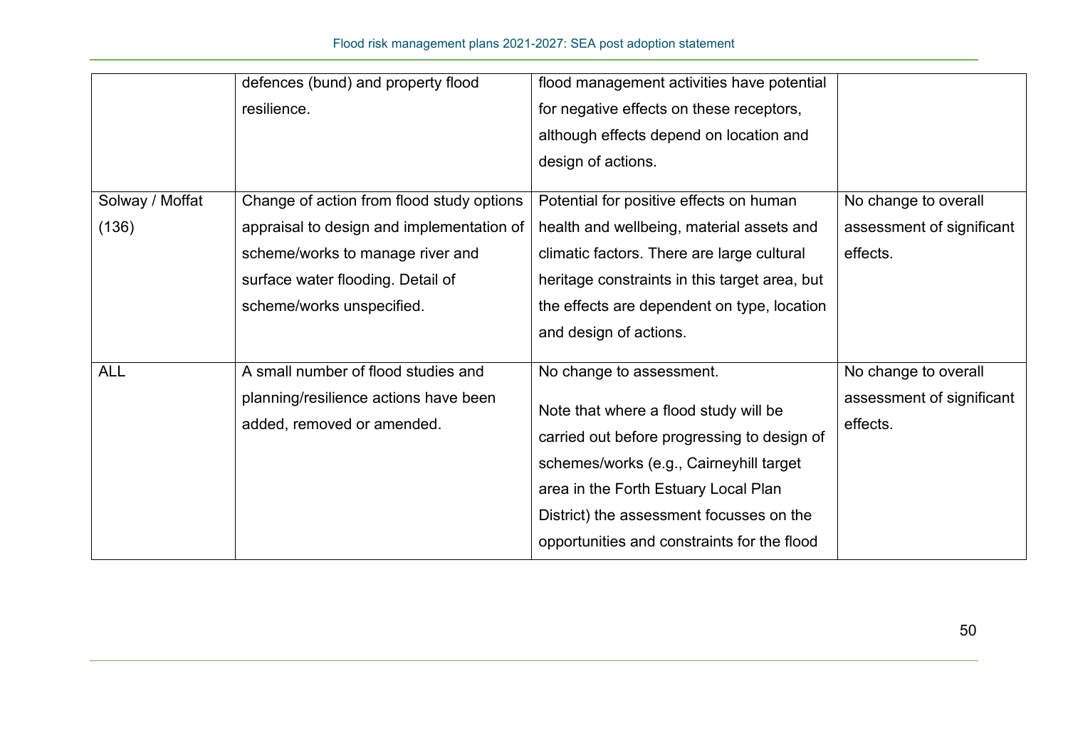| | | | |
|---|---|---|---|
| | defences (bund) and property flood resilience. | flood management activities have potential for negative effects on these receptors, although effects depend on location and design of actions. | |
| Solway / Moffat (136) | Change of action from flood study options appraisal to design and implementation of scheme/works to manage river and surface water flooding. Detail of scheme/works unspecified. | Potential for positive effects on human health and wellbeing, material assets and climatic factors. There are large cultural heritage constraints in this target area, but the effects are dependent on type, location and design of actions. | No change to overall assessment of significant effects. |
| ALL | A small number of flood studies and planning/resilience actions have been added, removed or amended. | No change to assessment.<br><br>Note that where a flood study will be carried out before progressing to design of schemes/works (e.g., Cairneyhill target area in the Forth Estuary Local Plan District) the assessment focusses on the opportunities and constraints for the flood | No change to overall assessment of significant effects. |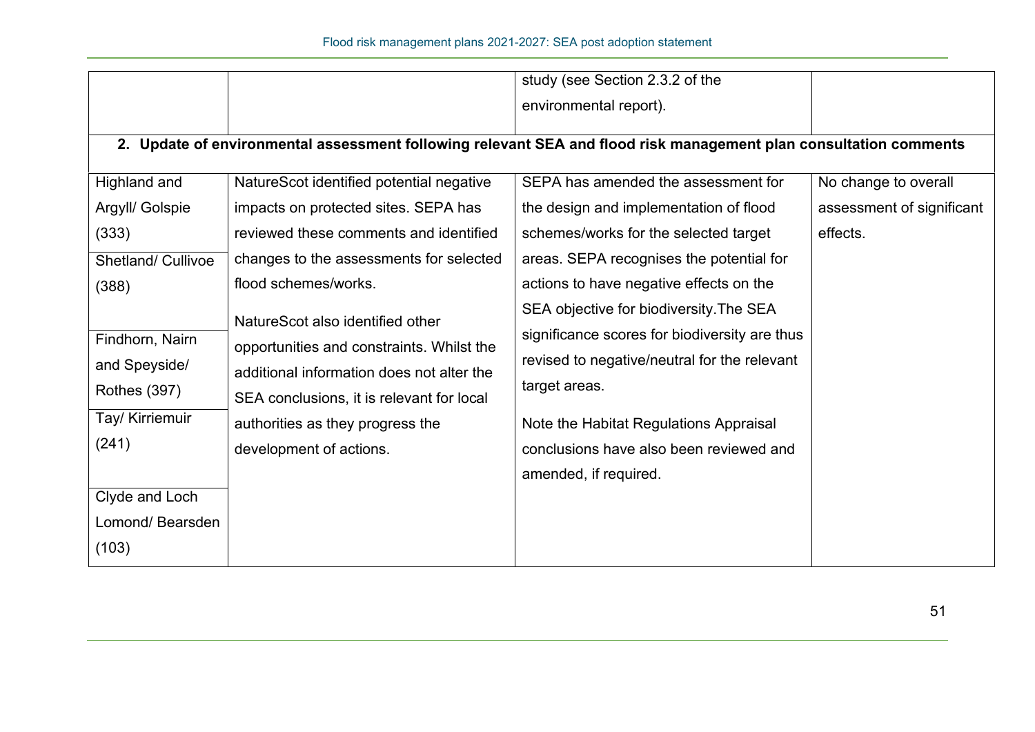| | | | |
|---|---|---|---|
| | | study (see Section 2.3.2 of the environmental report). | |
| **2. Update of environmental assessment following relevant SEA and flood risk management plan consultation comments** | | | |
| Highland and Argyll/ Golspie (333)<br><br>Shetland/ Cullivoe (388)<br><br>Findhorn, Nairn and Speyside/ Rothes (397)<br><br>Tay/ Kirriemuir (241)<br><br>Clyde and Loch Lomond/ Bearsden (103) | NatureScot identified potential negative impacts on protected sites. SEPA has reviewed these comments and identified changes to the assessments for selected flood schemes/works.<br><br>NatureScot also identified other opportunities and constraints. Whilst the additional information does not alter the SEA conclusions, it is relevant for local authorities as they progress the development of actions. | SEPA has amended the assessment for the design and implementation of flood schemes/works for the selected target areas. SEPA recognises the potential for actions to have negative effects on the SEA objective for biodiversity.The SEA significance scores for biodiversity are thus revised to negative/neutral for the relevant target areas.<br><br>Note the Habitat Regulations Appraisal conclusions have also been reviewed and amended, if required. | No change to overall assessment of significant effects. |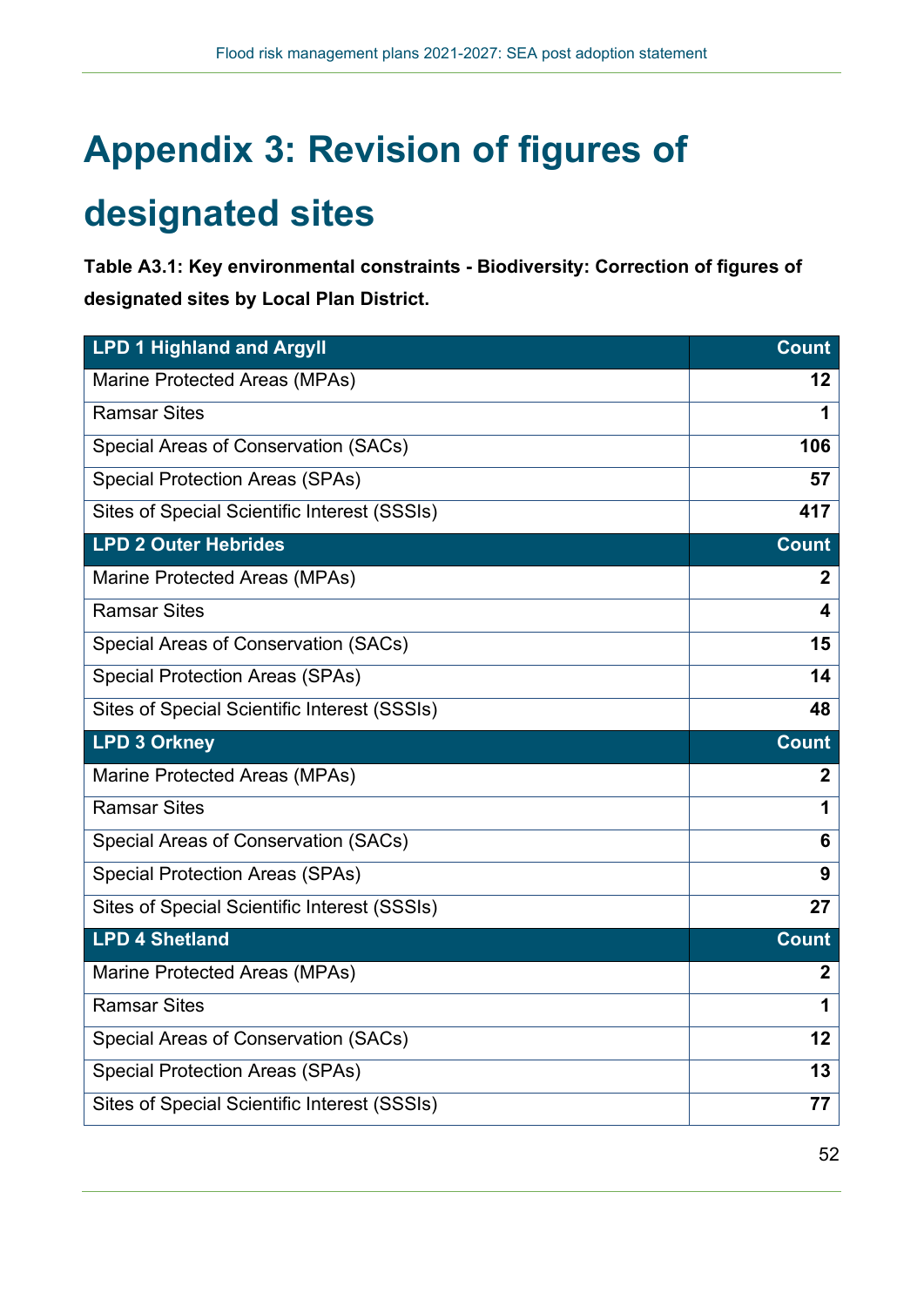# Appendix 3: Revision of figures of designated sites

**Table A3.1: Key environmental constraints - Biodiversity: Correction of figures of designated sites by Local Plan District.**

| LPD 1 Highland and Argyll | Count |
|---|---|
| Marine Protected Areas (MPAs) | **12** |
| Ramsar Sites | **1** |
| Special Areas of Conservation (SACs) | **106** |
| Special Protection Areas (SPAs) | **57** |
| Sites of Special Scientific Interest (SSSIs) | **417** |
| **LPD 2 Outer Hebrides** | **Count** |
| Marine Protected Areas (MPAs) | **2** |
| Ramsar Sites | **4** |
| Special Areas of Conservation (SACs) | **15** |
| Special Protection Areas (SPAs) | **14** |
| Sites of Special Scientific Interest (SSSIs) | **48** |
| **LPD 3 Orkney** | **Count** |
| Marine Protected Areas (MPAs) | **2** |
| Ramsar Sites | **1** |
| Special Areas of Conservation (SACs) | **6** |
| Special Protection Areas (SPAs) | **9** |
| Sites of Special Scientific Interest (SSSIs) | **27** |
| **LPD 4 Shetland** | **Count** |
| Marine Protected Areas (MPAs) | **2** |
| Ramsar Sites | **1** |
| Special Areas of Conservation (SACs) | **12** |
| Special Protection Areas (SPAs) | **13** |
| Sites of Special Scientific Interest (SSSIs) | **77** |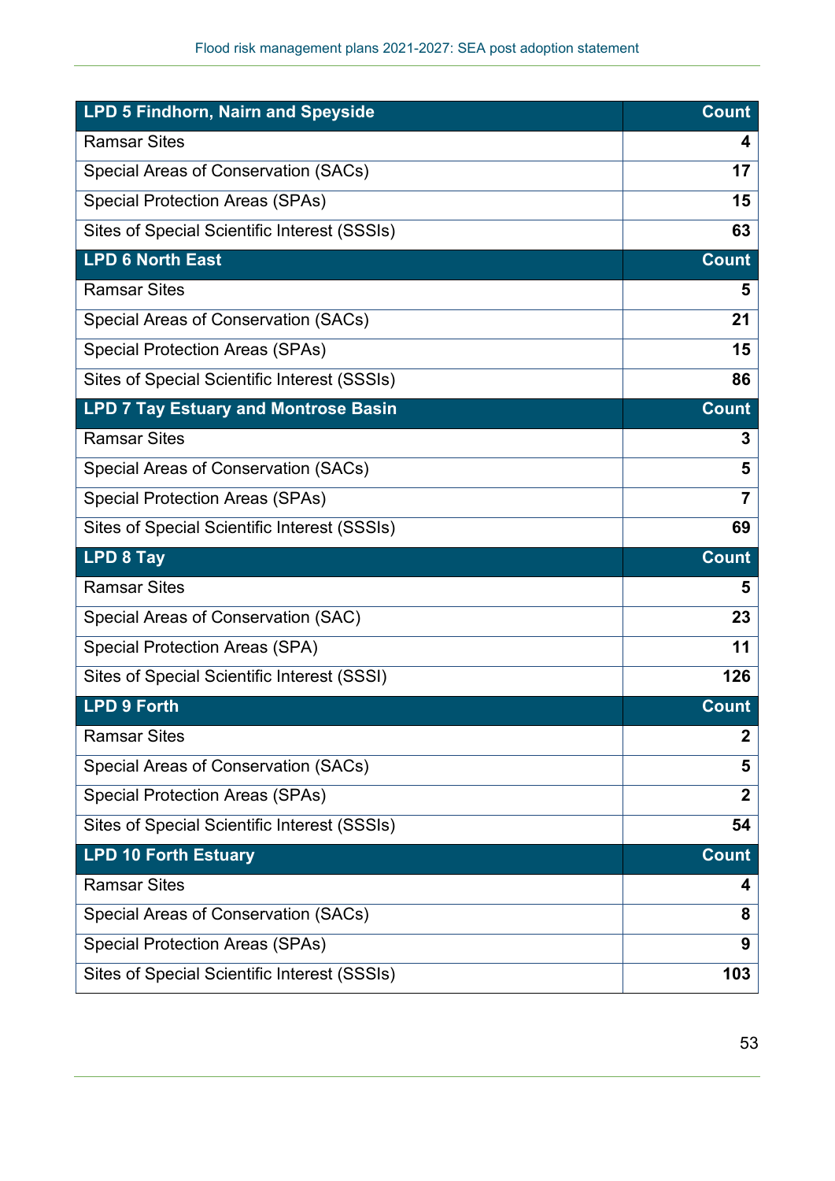| LPD 5 Findhorn, Nairn and Speyside | Count |
|---|---|
| Ramsar Sites | **4** |
| Special Areas of Conservation (SACs) | **17** |
| Special Protection Areas (SPAs) | **15** |
| Sites of Special Scientific Interest (SSSIs) | **63** |
| **LPD 6 North East** | **Count** |
| Ramsar Sites | **5** |
| Special Areas of Conservation (SACs) | **21** |
| Special Protection Areas (SPAs) | **15** |
| Sites of Special Scientific Interest (SSSIs) | **86** |
| **LPD 7 Tay Estuary and Montrose Basin** | **Count** |
| Ramsar Sites | **3** |
| Special Areas of Conservation (SACs) | **5** |
| Special Protection Areas (SPAs) | **7** |
| Sites of Special Scientific Interest (SSSIs) | **69** |
| **LPD 8 Tay** | **Count** |
| Ramsar Sites | **5** |
| Special Areas of Conservation (SAC) | **23** |
| Special Protection Areas (SPA) | **11** |
| Sites of Special Scientific Interest (SSSI) | **126** |
| **LPD 9 Forth** | **Count** |
| Ramsar Sites | **2** |
| Special Areas of Conservation (SACs) | **5** |
| Special Protection Areas (SPAs) | **2** |
| Sites of Special Scientific Interest (SSSIs) | **54** |
| **LPD 10 Forth Estuary** | **Count** |
| Ramsar Sites | **4** |
| Special Areas of Conservation (SACs) | **8** |
| Special Protection Areas (SPAs) | **9** |
| Sites of Special Scientific Interest (SSSIs) | **103** |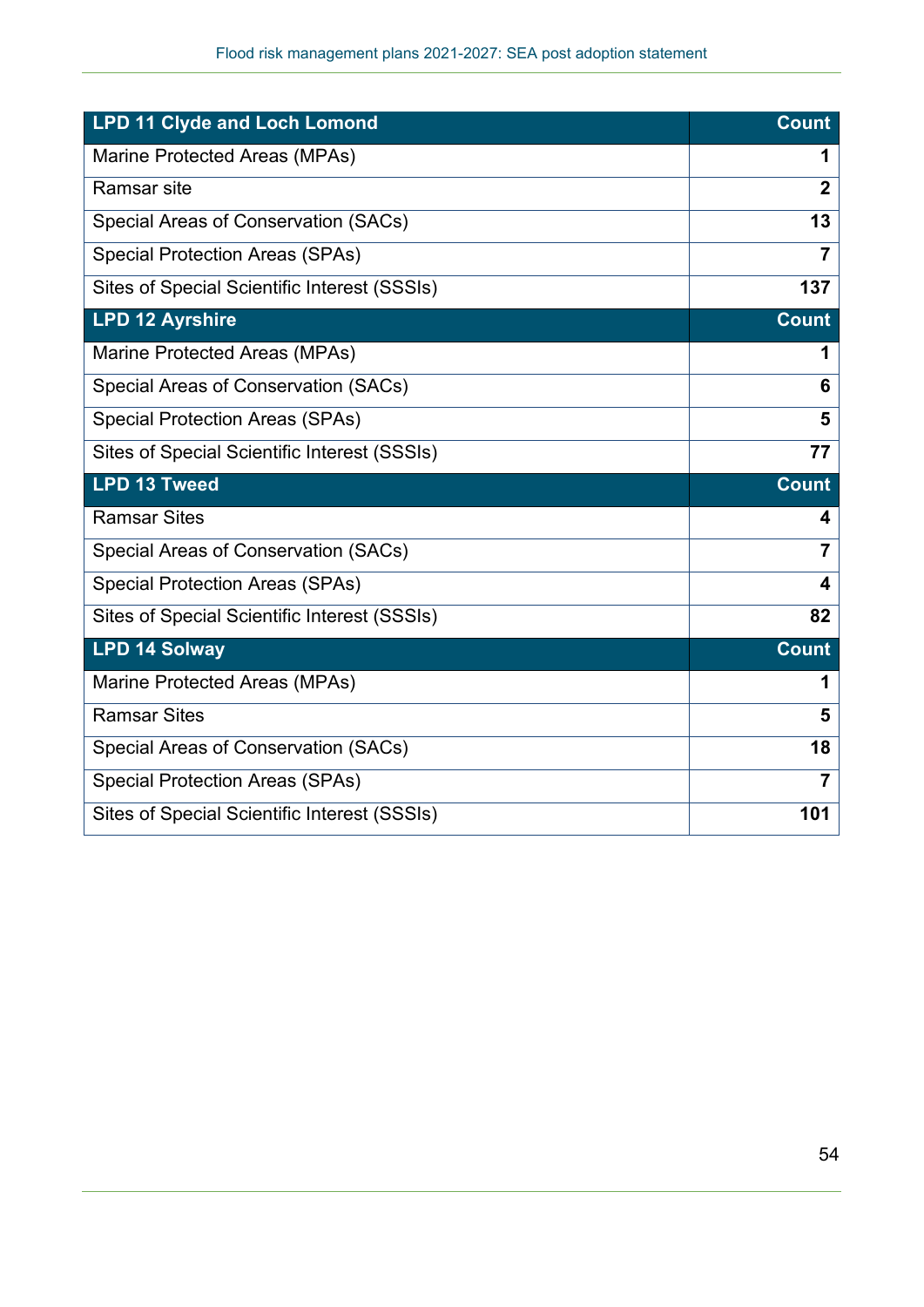| LPD 11 Clyde and Loch Lomond | Count |
|---|---|
| Marine Protected Areas (MPAs) | **1** |
| Ramsar site | **2** |
| Special Areas of Conservation (SACs) | **13** |
| Special Protection Areas (SPAs) | **7** |
| Sites of Special Scientific Interest (SSSIs) | **137** |
| **LPD 12 Ayrshire** | **Count** |
| Marine Protected Areas (MPAs) | **1** |
| Special Areas of Conservation (SACs) | **6** |
| Special Protection Areas (SPAs) | **5** |
| Sites of Special Scientific Interest (SSSIs) | **77** |
| **LPD 13 Tweed** | **Count** |
| Ramsar Sites | **4** |
| Special Areas of Conservation (SACs) | **7** |
| Special Protection Areas (SPAs) | **4** |
| Sites of Special Scientific Interest (SSSIs) | **82** |
| **LPD 14 Solway** | **Count** |
| Marine Protected Areas (MPAs) | **1** |
| Ramsar Sites | **5** |
| Special Areas of Conservation (SACs) | **18** |
| Special Protection Areas (SPAs) | **7** |
| Sites of Special Scientific Interest (SSSIs) | **101** |